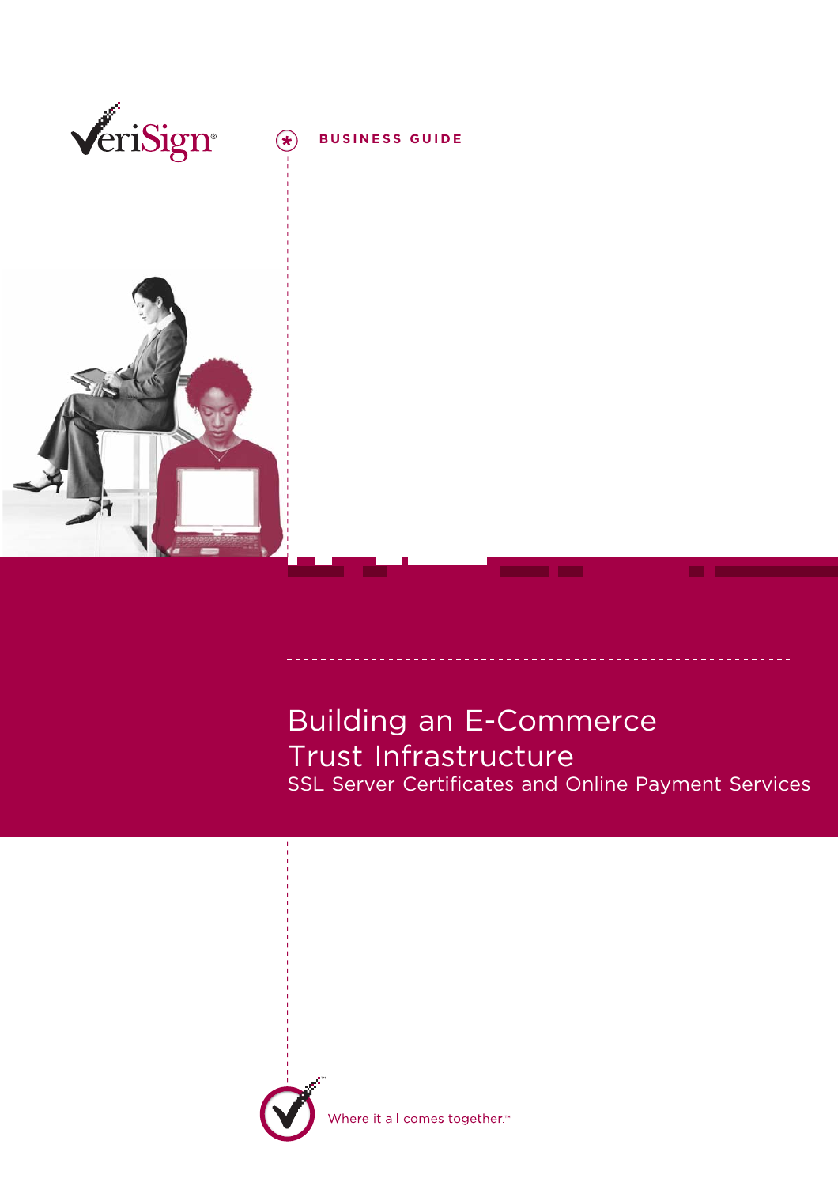VeriSign®

BUSINESS GUIDE

# Building an E-Commerce Trust Infrastructure

## SSL Server Certificates and Online Payment Services

Where it all comes together.™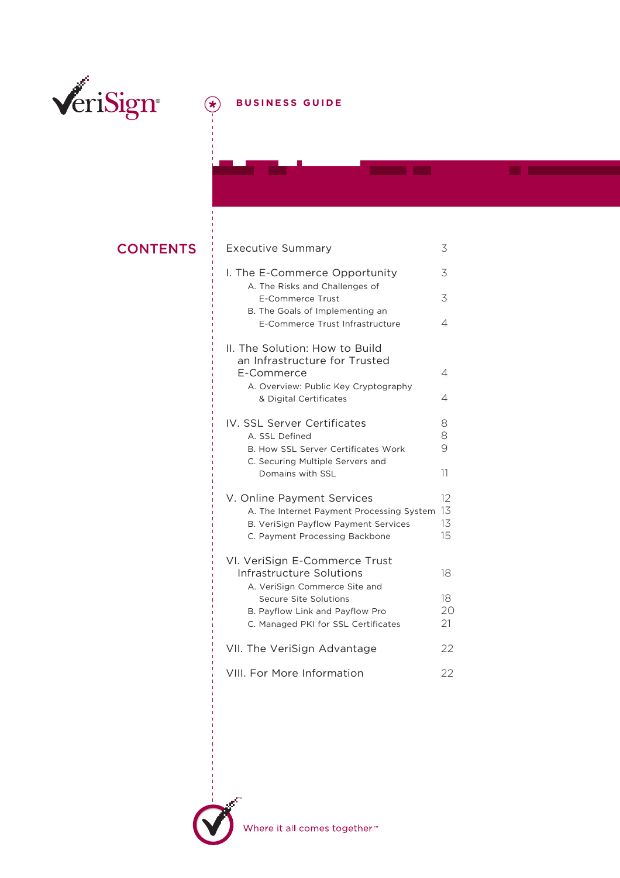VeriSign

**BUSINESS GUIDE**

## CONTENTS

| | |
|---|---|
| Executive Summary | 3 |
| I. The E-Commerce Opportunity | 3 |
| A. The Risks and Challenges of E-Commerce Trust | 3 |
| B. The Goals of Implementing an E-Commerce Trust Infrastructure | 4 |
| II. The Solution: How to Build an Infrastructure for Trusted E-Commerce | 4 |
| A. Overview: Public Key Cryptography & Digital Certificates | 4 |
| IV. SSL Server Certificates | 8 |
| A. SSL Defined | 8 |
| B. How SSL Server Certificates Work | 9 |
| C. Securing Multiple Servers and Domains with SSL | 11 |
| V. Online Payment Services | 12 |
| A. The Internet Payment Processing System | 13 |
| B. VeriSign Payflow Payment Services | 13 |
| C. Payment Processing Backbone | 15 |
| VI. VeriSign E-Commerce Trust Infrastructure Solutions | 18 |
| A. VeriSign Commerce Site and Secure Site Solutions | 18 |
| B. Payflow Link and Payflow Pro | 20 |
| C. Managed PKI for SSL Certificates | 21 |
| VII. The VeriSign Advantage | 22 |
| VIII. For More Information | 22 |

Where it all comes together.™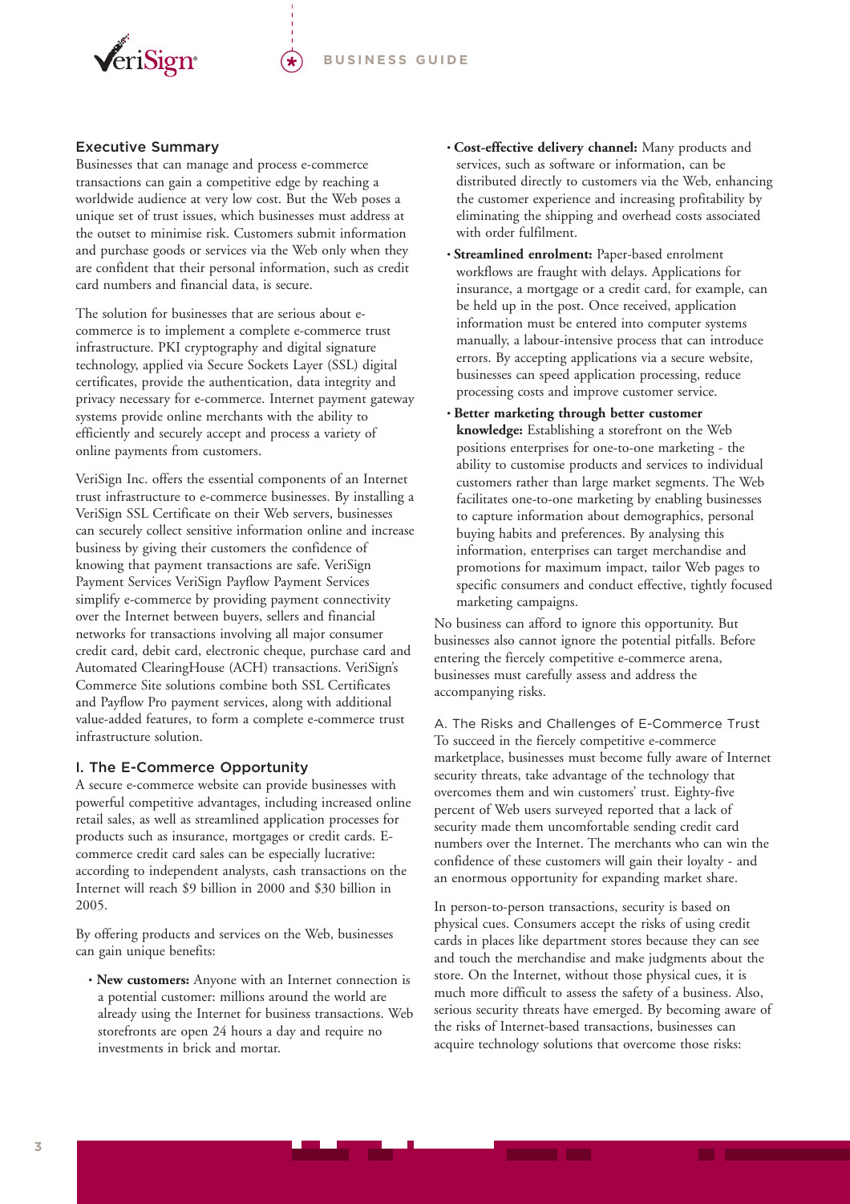## Executive Summary

Businesses that can manage and process e-commerce transactions can gain a competitive edge by reaching a worldwide audience at very low cost. But the Web poses a unique set of trust issues, which businesses must address at the outset to minimise risk. Customers submit information and purchase goods or services via the Web only when they are confident that their personal information, such as credit card numbers and financial data, is secure.

The solution for businesses that are serious about e-commerce is to implement a complete e-commerce trust infrastructure. PKI cryptography and digital signature technology, applied via Secure Sockets Layer (SSL) digital certificates, provide the authentication, data integrity and privacy necessary for e-commerce. Internet payment gateway systems provide online merchants with the ability to efficiently and securely accept and process a variety of online payments from customers.

VeriSign Inc. offers the essential components of an Internet trust infrastructure to e-commerce businesses. By installing a VeriSign SSL Certificate on their Web servers, businesses can securely collect sensitive information online and increase business by giving their customers the confidence of knowing that payment transactions are safe. VeriSign Payment Services VeriSign Payflow Payment Services simplify e-commerce by providing payment connectivity over the Internet between buyers, sellers and financial networks for transactions involving all major consumer credit card, debit card, electronic cheque, purchase card and Automated ClearingHouse (ACH) transactions. VeriSign's Commerce Site solutions combine both SSL Certificates and Payflow Pro payment services, along with additional value-added features, to form a complete e-commerce trust infrastructure solution.

## I. The E-Commerce Opportunity

A secure e-commerce website can provide businesses with powerful competitive advantages, including increased online retail sales, as well as streamlined application processes for products such as insurance, mortgages or credit cards. E-commerce credit card sales can be especially lucrative: according to independent analysts, cash transactions on the Internet will reach $9 billion in 2000 and $30 billion in 2005.

By offering products and services on the Web, businesses can gain unique benefits:

- **New customers:** Anyone with an Internet connection is a potential customer: millions around the world are already using the Internet for business transactions. Web storefronts are open 24 hours a day and require no investments in brick and mortar.
- **Cost-effective delivery channel:** Many products and services, such as software or information, can be distributed directly to customers via the Web, enhancing the customer experience and increasing profitability by eliminating the shipping and overhead costs associated with order fulfilment.
- **Streamlined enrolment:** Paper-based enrolment workflows are fraught with delays. Applications for insurance, a mortgage or a credit card, for example, can be held up in the post. Once received, application information must be entered into computer systems manually, a labour-intensive process that can introduce errors. By accepting applications via a secure website, businesses can speed application processing, reduce processing costs and improve customer service.
- **Better marketing through better customer knowledge:** Establishing a storefront on the Web positions enterprises for one-to-one marketing - the ability to customise products and services to individual customers rather than large market segments. The Web facilitates one-to-one marketing by enabling businesses to capture information about demographics, personal buying habits and preferences. By analysing this information, enterprises can target merchandise and promotions for maximum impact, tailor Web pages to specific consumers and conduct effective, tightly focused marketing campaigns.

No business can afford to ignore this opportunity. But businesses also cannot ignore the potential pitfalls. Before entering the fiercely competitive e-commerce arena, businesses must carefully assess and address the accompanying risks.

### A. The Risks and Challenges of E-Commerce Trust

To succeed in the fiercely competitive e-commerce marketplace, businesses must become fully aware of Internet security threats, take advantage of the technology that overcomes them and win customers' trust. Eighty-five percent of Web users surveyed reported that a lack of security made them uncomfortable sending credit card numbers over the Internet. The merchants who can win the confidence of these customers will gain their loyalty - and an enormous opportunity for expanding market share.

In person-to-person transactions, security is based on physical cues. Consumers accept the risks of using credit cards in places like department stores because they can see and touch the merchandise and make judgments about the store. On the Internet, without those physical cues, it is much more difficult to assess the safety of a business. Also, serious security threats have emerged. By becoming aware of the risks of Internet-based transactions, businesses can acquire technology solutions that overcome those risks: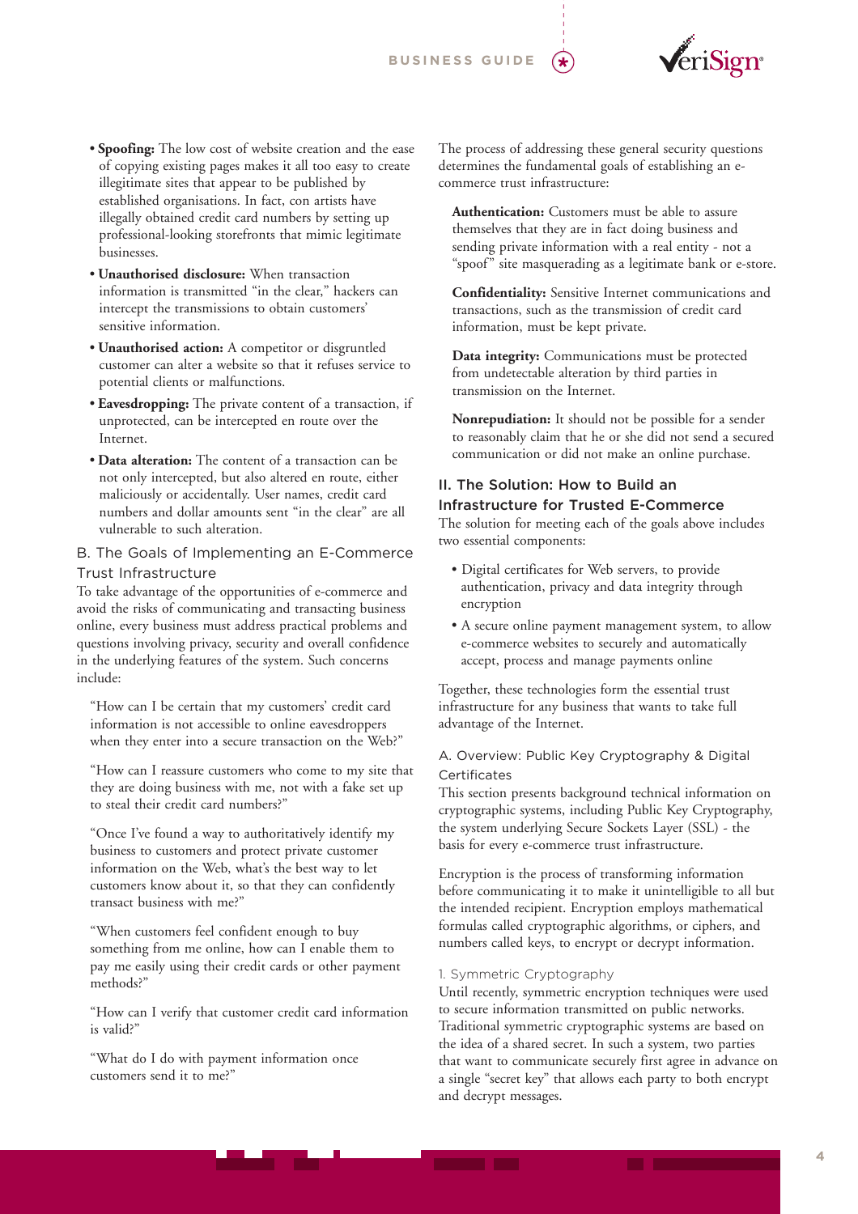- **Spoofing:** The low cost of website creation and the ease of copying existing pages makes it all too easy to create illegitimate sites that appear to be published by established organisations. In fact, con artists have illegally obtained credit card numbers by setting up professional-looking storefronts that mimic legitimate businesses.
- **Unauthorised disclosure:** When transaction information is transmitted "in the clear," hackers can intercept the transmissions to obtain customers' sensitive information.
- **Unauthorised action:** A competitor or disgruntled customer can alter a website so that it refuses service to potential clients or malfunctions.
- **Eavesdropping:** The private content of a transaction, if unprotected, can be intercepted en route over the Internet.
- **Data alteration:** The content of a transaction can be not only intercepted, but also altered en route, either maliciously or accidentally. User names, credit card numbers and dollar amounts sent "in the clear" are all vulnerable to such alteration.

### B. The Goals of Implementing an E-Commerce Trust Infrastructure

To take advantage of the opportunities of e-commerce and avoid the risks of communicating and transacting business online, every business must address practical problems and questions involving privacy, security and overall confidence in the underlying features of the system. Such concerns include:

"How can I be certain that my customers' credit card information is not accessible to online eavesdroppers when they enter into a secure transaction on the Web?"

"How can I reassure customers who come to my site that they are doing business with me, not with a fake set up to steal their credit card numbers?"

"Once I've found a way to authoritatively identify my business to customers and protect private customer information on the Web, what's the best way to let customers know about it, so that they can confidently transact business with me?"

"When customers feel confident enough to buy something from me online, how can I enable them to pay me easily using their credit cards or other payment methods?"

"How can I verify that customer credit card information is valid?"

"What do I do with payment information once customers send it to me?"

The process of addressing these general security questions determines the fundamental goals of establishing an e-commerce trust infrastructure:

**Authentication:** Customers must be able to assure themselves that they are in fact doing business and sending private information with a real entity - not a "spoof" site masquerading as a legitimate bank or e-store.

**Confidentiality:** Sensitive Internet communications and transactions, such as the transmission of credit card information, must be kept private.

**Data integrity:** Communications must be protected from undetectable alteration by third parties in transmission on the Internet.

**Nonrepudiation:** It should not be possible for a sender to reasonably claim that he or she did not send a secured communication or did not make an online purchase.

## II. The Solution: How to Build an Infrastructure for Trusted E-Commerce

The solution for meeting each of the goals above includes two essential components:

- Digital certificates for Web servers, to provide authentication, privacy and data integrity through encryption
- A secure online payment management system, to allow e-commerce websites to securely and automatically accept, process and manage payments online

Together, these technologies form the essential trust infrastructure for any business that wants to take full advantage of the Internet.

### A. Overview: Public Key Cryptography & Digital Certificates

This section presents background technical information on cryptographic systems, including Public Key Cryptography, the system underlying Secure Sockets Layer (SSL) - the basis for every e-commerce trust infrastructure.

Encryption is the process of transforming information before communicating it to make it unintelligible to all but the intended recipient. Encryption employs mathematical formulas called cryptographic algorithms, or ciphers, and numbers called keys, to encrypt or decrypt information.

#### 1. Symmetric Cryptography

Until recently, symmetric encryption techniques were used to secure information transmitted on public networks. Traditional symmetric cryptographic systems are based on the idea of a shared secret. In such a system, two parties that want to communicate securely first agree in advance on a single "secret key" that allows each party to both encrypt and decrypt messages.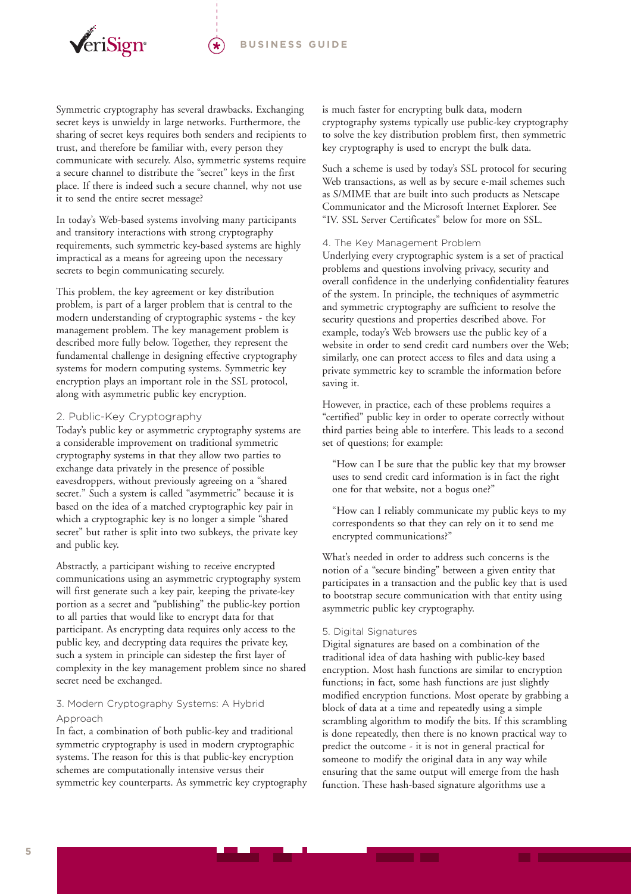Symmetric cryptography has several drawbacks. Exchanging secret keys is unwieldy in large networks. Furthermore, the sharing of secret keys requires both senders and recipients to trust, and therefore be familiar with, every person they communicate with securely. Also, symmetric systems require a secure channel to distribute the "secret" keys in the first place. If there is indeed such a secure channel, why not use it to send the entire secret message?

In today's Web-based systems involving many participants and transitory interactions with strong cryptography requirements, such symmetric key-based systems are highly impractical as a means for agreeing upon the necessary secrets to begin communicating securely.

This problem, the key agreement or key distribution problem, is part of a larger problem that is central to the modern understanding of cryptographic systems - the key management problem. The key management problem is described more fully below. Together, they represent the fundamental challenge in designing effective cryptography systems for modern computing systems. Symmetric key encryption plays an important role in the SSL protocol, along with asymmetric public key encryption.

### 2. Public-Key Cryptography

Today's public key or asymmetric cryptography systems are a considerable improvement on traditional symmetric cryptography systems in that they allow two parties to exchange data privately in the presence of possible eavesdroppers, without previously agreeing on a "shared secret." Such a system is called "asymmetric" because it is based on the idea of a matched cryptographic key pair in which a cryptographic key is no longer a simple "shared secret" but rather is split into two subkeys, the private key and public key.

Abstractly, a participant wishing to receive encrypted communications using an asymmetric cryptography system will first generate such a key pair, keeping the private-key portion as a secret and "publishing" the public-key portion to all parties that would like to encrypt data for that participant. As encrypting data requires only access to the public key, and decrypting data requires the private key, such a system in principle can sidestep the first layer of complexity in the key management problem since no shared secret need be exchanged.

### 3. Modern Cryptography Systems: A Hybrid Approach

In fact, a combination of both public-key and traditional symmetric cryptography is used in modern cryptographic systems. The reason for this is that public-key encryption schemes are computationally intensive versus their symmetric key counterparts. As symmetric key cryptography is much faster for encrypting bulk data, modern cryptography systems typically use public-key cryptography to solve the key distribution problem first, then symmetric key cryptography is used to encrypt the bulk data.

Such a scheme is used by today's SSL protocol for securing Web transactions, as well as by secure e-mail schemes such as S/MIME that are built into such products as Netscape Communicator and the Microsoft Internet Explorer. See "IV. SSL Server Certificates" below for more on SSL.

### 4. The Key Management Problem

Underlying every cryptographic system is a set of practical problems and questions involving privacy, security and overall confidence in the underlying confidentiality features of the system. In principle, the techniques of asymmetric and symmetric cryptography are sufficient to resolve the security questions and properties described above. For example, today's Web browsers use the public key of a website in order to send credit card numbers over the Web; similarly, one can protect access to files and data using a private symmetric key to scramble the information before saving it.

However, in practice, each of these problems requires a "certified" public key in order to operate correctly without third parties being able to interfere. This leads to a second set of questions; for example:

> "How can I be sure that the public key that my browser uses to send credit card information is in fact the right one for that website, not a bogus one?"

> "How can I reliably communicate my public keys to my correspondents so that they can rely on it to send me encrypted communications?"

What's needed in order to address such concerns is the notion of a "secure binding" between a given entity that participates in a transaction and the public key that is used to bootstrap secure communication with that entity using asymmetric public key cryptography.

### 5. Digital Signatures

Digital signatures are based on a combination of the traditional idea of data hashing with public-key based encryption. Most hash functions are similar to encryption functions; in fact, some hash functions are just slightly modified encryption functions. Most operate by grabbing a block of data at a time and repeatedly using a simple scrambling algorithm to modify the bits. If this scrambling is done repeatedly, then there is no known practical way to predict the outcome - it is not in general practical for someone to modify the original data in any way while ensuring that the same output will emerge from the hash function. These hash-based signature algorithms use a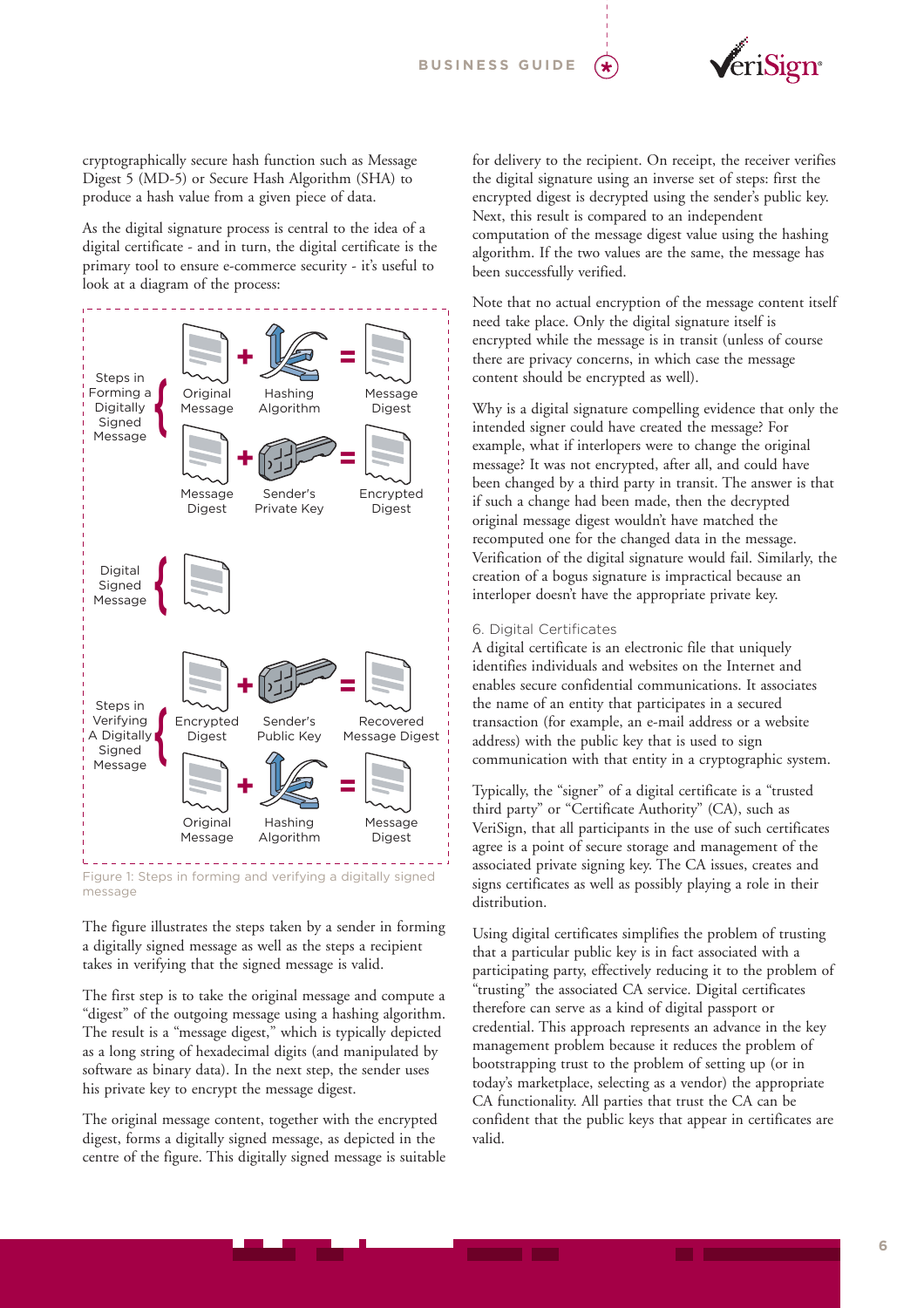cryptographically secure hash function such as Message Digest 5 (MD-5) or Secure Hash Algorithm (SHA) to produce a hash value from a given piece of data.

As the digital signature process is central to the idea of a digital certificate - and in turn, the digital certificate is the primary tool to ensure e-commerce security - it's useful to look at a diagram of the process:

Steps in Forming a Digitally Signed Message: Original Message + Hashing Algorithm = Message Digest; Message Digest + Sender's Private Key = Encrypted Digest

Digital Signed Message

Steps in Verifying A Digitally Signed Message: Encrypted Digest + Sender's Public Key = Recovered Message Digest; Original Message + Hashing Algorithm = Message Digest

Figure 1: Steps in forming and verifying a digitally signed message

The figure illustrates the steps taken by a sender in forming a digitally signed message as well as the steps a recipient takes in verifying that the signed message is valid.

The first step is to take the original message and compute a "digest" of the outgoing message using a hashing algorithm. The result is a "message digest," which is typically depicted as a long string of hexadecimal digits (and manipulated by software as binary data). In the next step, the sender uses his private key to encrypt the message digest.

The original message content, together with the encrypted digest, forms a digitally signed message, as depicted in the centre of the figure. This digitally signed message is suitable for delivery to the recipient. On receipt, the receiver verifies the digital signature using an inverse set of steps: first the encrypted digest is decrypted using the sender's public key. Next, this result is compared to an independent computation of the message digest value using the hashing algorithm. If the two values are the same, the message has been successfully verified.

Note that no actual encryption of the message content itself need take place. Only the digital signature itself is encrypted while the message is in transit (unless of course there are privacy concerns, in which case the message content should be encrypted as well).

Why is a digital signature compelling evidence that only the intended signer could have created the message? For example, what if interlopers were to change the original message? It was not encrypted, after all, and could have been changed by a third party in transit. The answer is that if such a change had been made, then the decrypted original message digest wouldn't have matched the recomputed one for the changed data in the message. Verification of the digital signature would fail. Similarly, the creation of a bogus signature is impractical because an interloper doesn't have the appropriate private key.

## 6. Digital Certificates

A digital certificate is an electronic file that uniquely identifies individuals and websites on the Internet and enables secure confidential communications. It associates the name of an entity that participates in a secured transaction (for example, an e-mail address or a website address) with the public key that is used to sign communication with that entity in a cryptographic system.

Typically, the "signer" of a digital certificate is a "trusted third party" or "Certificate Authority" (CA), such as VeriSign, that all participants in the use of such certificates agree is a point of secure storage and management of the associated private signing key. The CA issues, creates and signs certificates as well as possibly playing a role in their distribution.

Using digital certificates simplifies the problem of trusting that a particular public key is in fact associated with a participating party, effectively reducing it to the problem of "trusting" the associated CA service. Digital certificates therefore can serve as a kind of digital passport or credential. This approach represents an advance in the key management problem because it reduces the problem of bootstrapping trust to the problem of setting up (or in today's marketplace, selecting as a vendor) the appropriate CA functionality. All parties that trust the CA can be confident that the public keys that appear in certificates are valid.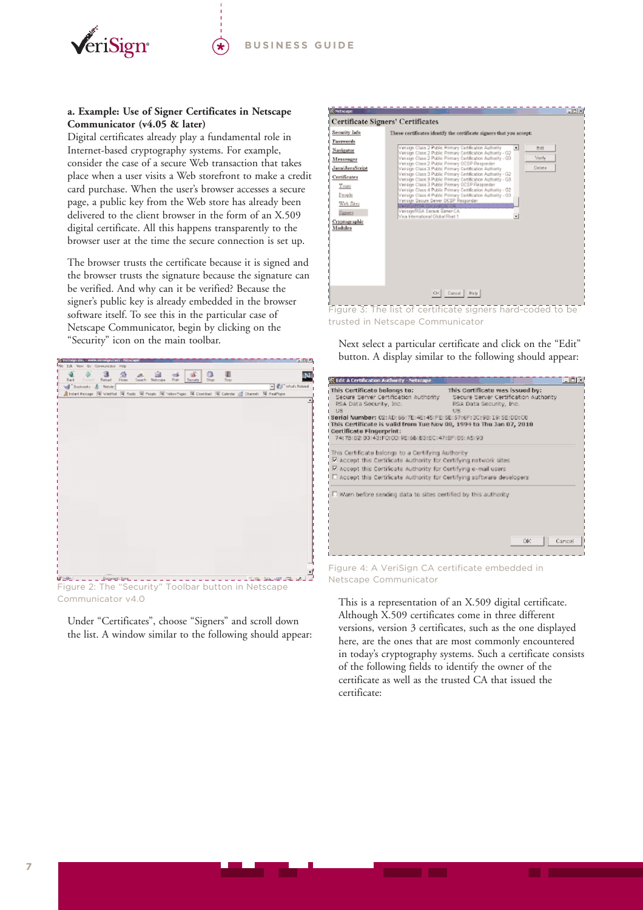### a. Example: Use of Signer Certificates in Netscape Communicator (v4.05 & later)

Digital certificates already play a fundamental role in Internet-based cryptography systems. For example, consider the case of a secure Web transaction that takes place when a user visits a Web storefront to make a credit card purchase. When the user's browser accesses a secure page, a public key from the Web store has already been delivered to the client browser in the form of an X.509 digital certificate. All this happens transparently to the browser user at the time the secure connection is set up.

The browser trusts the certificate because it is signed and the browser trusts the signature because the signature can be verified. And why can it be verified? Because the signer's public key is already embedded in the browser software itself. To see this in the particular case of Netscape Communicator, begin by clicking on the "Security" icon on the main toolbar.

Figure 2: The "Security" Toolbar button in Netscape Communicator v4.0

Under "Certificates", choose "Signers" and scroll down the list. A window similar to the following should appear:

Figure 3: The list of certificate signers hard-coded to be trusted in Netscape Communicator

Next select a particular certificate and click on the "Edit" button. A display similar to the following should appear:

Figure 4: A VeriSign CA certificate embedded in Netscape Communicator

This is a representation of an X.509 digital certificate. Although X.509 certificates come in three different versions, version 3 certificates, such as the one displayed here, are the ones that are most commonly encountered in today's cryptography systems. Such a certificate consists of the following fields to identify the owner of the certificate as well as the trusted CA that issued the certificate: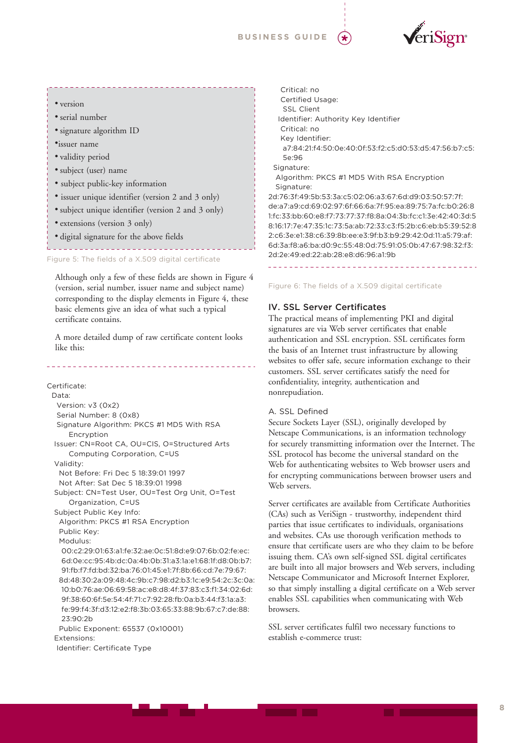- version
- serial number
- signature algorithm ID
- issuer name
- validity period
- subject (user) name
- subject public-key information
- issuer unique identifier (version 2 and 3 only)
- subject unique identifier (version 2 and 3 only)
- extensions (version 3 only)
- digital signature for the above fields

Figure 5: The fields of a X.509 digital certificate

Although only a few of these fields are shown in Figure 4 (version, serial number, issuer name and subject name) corresponding to the display elements in Figure 4, these basic elements give an idea of what such a typical certificate contains.

A more detailed dump of raw certificate content looks like this:

```
Certificate:
  Data:
    Version: v3 (0x2)
    Serial Number: 8 (0x8)
    Signature Algorithm: PKCS #1 MD5 With RSA
        Encryption
   Issuer: CN=Root CA, OU=CIS, O=Structured Arts
        Computing Corporation, C=US
   Validity:
     Not Before: Fri Dec 5 18:39:01 1997
     Not After: Sat Dec 5 18:39:01 1998
   Subject: CN=Test User, OU=Test Org Unit, O=Test
        Organization, C=US
   Subject Public Key Info:
     Algorithm: PKCS #1 RSA Encryption
     Public Key:
     Modulus:
      00:c2:29:01:63:a1:fe:32:ae:0c:51:8d:e9:07:6b:02:fe:ec:
      6d:0e:cc:95:4b:dc:0a:4b:0b:31:a3:1a:e1:68:1f:d8:0b:b7:
      91:fb:f7:fd:bd:32:ba:76:01:45:e1:7f:8b:66:cd:7e:79:67:
     8d:48:30:2a:09:48:4c:9b:c7:98:d2:b3:1c:e9:54:2c:3c:0a:
      10:b0:76:ae:06:69:58:ac:e8:d8:4f:37:83:c3:f1:34:02:6d:
      9f:38:60:6f:5e:54:4f:71:c7:92:28:fb:0a:b3:44:f3:1a:a3:
      fe:99:f4:3f:d3:12:e2:f8:3b:03:65:33:88:9b:67:c7:de:88:
      23:90:2b
     Public Exponent: 65537 (0x10001)
   Extensions:
    Identifier: Certificate Type
     Critical: no
     Certified Usage:
      SSL Client
    Identifier: Authority Key Identifier
     Critical: no
     Key Identifier:
      a7:84:21:f4:50:0e:40:0f:53:f2:c5:d0:53:d5:47:56:b7:c5:
      5e:96
  Signature:
   Algorithm: PKCS #1 MD5 With RSA Encryption
   Signature:
2d:76:3f:49:5b:53:3a:c5:02:06:a3:67:6d:d9:03:50:57:7f:
de:a7:a9:cd:69:02:97:6f:66:6a:7f:95:ea:89:75:7a:fc:b0:26:8
1:fc:33:bb:60:e8:f7:73:77:37:f8:8a:04:3b:fc:c1:3e:42:40:3d:5
8:16:17:7e:47:35:1c:73:5a:ab:72:33:c3:f5:2b:c6:eb:b5:39:52:8
2:c6:3e:e1:38:c6:39:8b:ee:e3:9f:b3:b9:29:42:0d:11:a5:79:af:
6d:3a:f8:a6:ba:d0:9c:55:48:0d:75:91:05:0b:47:67:98:32:f3:
2d:2e:49:ed:22:ab:28:e8:d6:96:a1:9b
```

Figure 6: The fields of a X.509 digital certificate

## IV. SSL Server Certificates

The practical means of implementing PKI and digital signatures are via Web server certificates that enable authentication and SSL encryption. SSL certificates form the basis of an Internet trust infrastructure by allowing websites to offer safe, secure information exchange to their customers. SSL server certificates satisfy the need for confidentiality, integrity, authentication and nonrepudiation.

### A. SSL Defined

Secure Sockets Layer (SSL), originally developed by Netscape Communications, is an information technology for securely transmitting information over the Internet. The SSL protocol has become the universal standard on the Web for authenticating websites to Web browser users and for encrypting communications between browser users and Web servers.

Server certificates are available from Certificate Authorities (CAs) such as VeriSign - trustworthy, independent third parties that issue certificates to individuals, organisations and websites. CAs use thorough verification methods to ensure that certificate users are who they claim to be before issuing them. CA's own self-signed SSL digital certificates are built into all major browsers and Web servers, including Netscape Communicator and Microsoft Internet Explorer, so that simply installing a digital certificate on a Web server enables SSL capabilities when communicating with Web browsers.

SSL server certificates fulfil two necessary functions to establish e-commerce trust: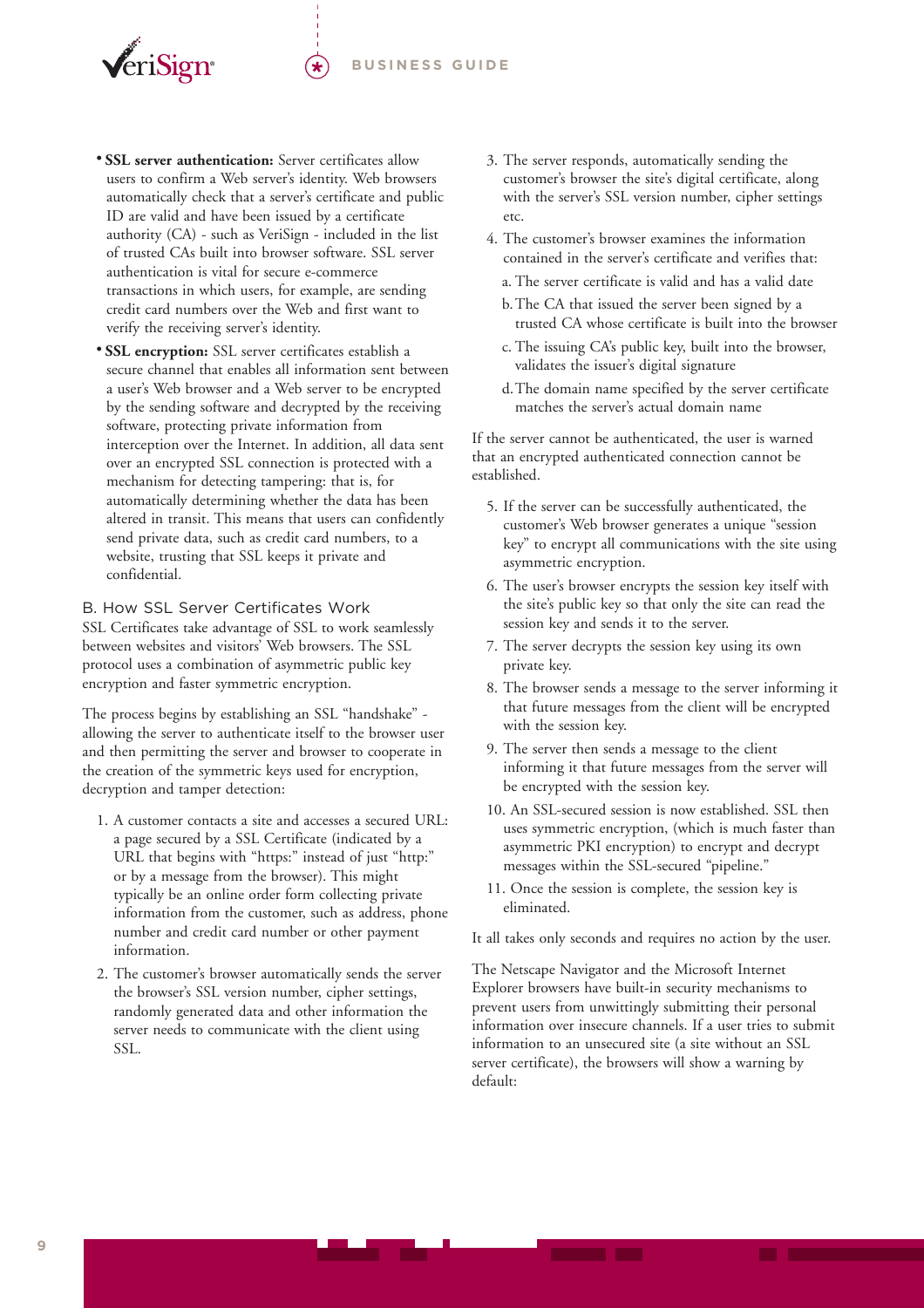- **SSL server authentication:** Server certificates allow users to confirm a Web server's identity. Web browsers automatically check that a server's certificate and public ID are valid and have been issued by a certificate authority (CA) - such as VeriSign - included in the list of trusted CAs built into browser software. SSL server authentication is vital for secure e-commerce transactions in which users, for example, are sending credit card numbers over the Web and first want to verify the receiving server's identity.
- **SSL encryption:** SSL server certificates establish a secure channel that enables all information sent between a user's Web browser and a Web server to be encrypted by the sending software and decrypted by the receiving software, protecting private information from interception over the Internet. In addition, all data sent over an encrypted SSL connection is protected with a mechanism for detecting tampering: that is, for automatically determining whether the data has been altered in transit. This means that users can confidently send private data, such as credit card numbers, to a website, trusting that SSL keeps it private and confidential.

### B. How SSL Server Certificates Work

SSL Certificates take advantage of SSL to work seamlessly between websites and visitors' Web browsers. The SSL protocol uses a combination of asymmetric public key encryption and faster symmetric encryption.

The process begins by establishing an SSL "handshake" - allowing the server to authenticate itself to the browser user and then permitting the server and browser to cooperate in the creation of the symmetric keys used for encryption, decryption and tamper detection:

1. A customer contacts a site and accesses a secured URL: a page secured by a SSL Certificate (indicated by a URL that begins with "https:" instead of just "http:" or by a message from the browser). This might typically be an online order form collecting private information from the customer, such as address, phone number and credit card number or other payment information.
2. The customer's browser automatically sends the server the browser's SSL version number, cipher settings, randomly generated data and other information the server needs to communicate with the client using SSL.
3. The server responds, automatically sending the customer's browser the site's digital certificate, along with the server's SSL version number, cipher settings etc.
4. The customer's browser examines the information contained in the server's certificate and verifies that:
   a. The server certificate is valid and has a valid date
   b. The CA that issued the server been signed by a trusted CA whose certificate is built into the browser
   c. The issuing CA's public key, built into the browser, validates the issuer's digital signature
   d. The domain name specified by the server certificate matches the server's actual domain name

If the server cannot be authenticated, the user is warned that an encrypted authenticated connection cannot be established.

5. If the server can be successfully authenticated, the customer's Web browser generates a unique "session key" to encrypt all communications with the site using asymmetric encryption.
6. The user's browser encrypts the session key itself with the site's public key so that only the site can read the session key and sends it to the server.
7. The server decrypts the session key using its own private key.
8. The browser sends a message to the server informing it that future messages from the client will be encrypted with the session key.
9. The server then sends a message to the client informing it that future messages from the server will be encrypted with the session key.
10. An SSL-secured session is now established. SSL then uses symmetric encryption, (which is much faster than asymmetric PKI encryption) to encrypt and decrypt messages within the SSL-secured "pipeline."
11. Once the session is complete, the session key is eliminated.

It all takes only seconds and requires no action by the user.

The Netscape Navigator and the Microsoft Internet Explorer browsers have built-in security mechanisms to prevent users from unwittingly submitting their personal information over insecure channels. If a user tries to submit information to an unsecured site (a site without an SSL server certificate), the browsers will show a warning by default: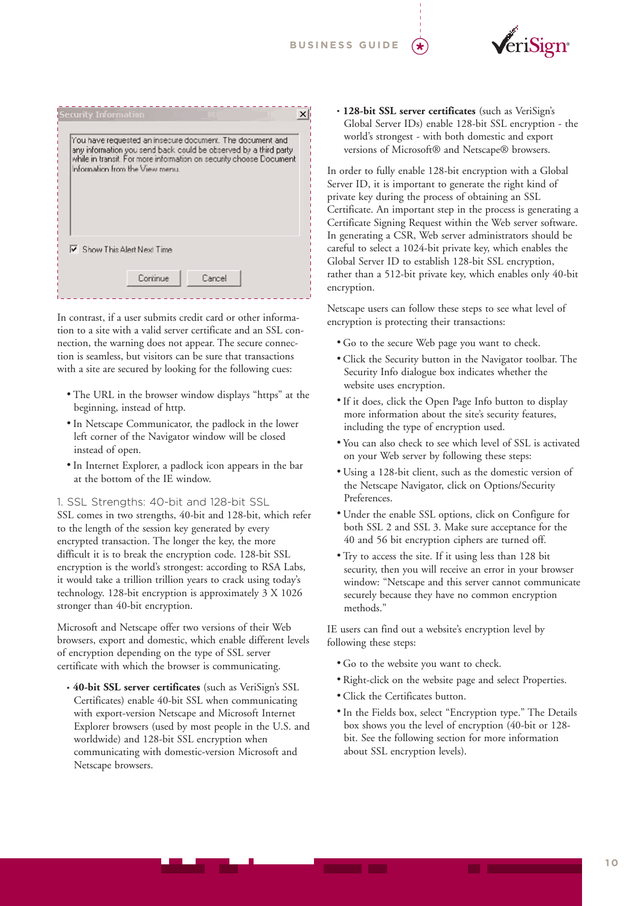Security Information

You have requested an insecure document. The document and any information you send back could be observed by a third party while in transit. For more information on security choose Document Information from the View menu.

☑ Show This Alert Next Time

Continue | Cancel

In contrast, if a user submits credit card or other information to a site with a valid server certificate and an SSL connection, the warning does not appear. The secure connection is seamless, but visitors can be sure that transactions with a site are secured by looking for the following cues:

- The URL in the browser window displays "https" at the beginning, instead of http.
- In Netscape Communicator, the padlock in the lower left corner of the Navigator window will be closed instead of open.
- In Internet Explorer, a padlock icon appears in the bar at the bottom of the IE window.

## 1. SSL Strengths: 40-bit and 128-bit SSL

SSL comes in two strengths, 40-bit and 128-bit, which refer to the length of the session key generated by every encrypted transaction. The longer the key, the more difficult it is to break the encryption code. 128-bit SSL encryption is the world's strongest: according to RSA Labs, it would take a trillion trillion years to crack using today's technology. 128-bit encryption is approximately 3 X 1026 stronger than 40-bit encryption.

Microsoft and Netscape offer two versions of their Web browsers, export and domestic, which enable different levels of encryption depending on the type of SSL server certificate with which the browser is communicating.

- **40-bit SSL server certificates** (such as VeriSign's SSL Certificates) enable 40-bit SSL when communicating with export-version Netscape and Microsoft Internet Explorer browsers (used by most people in the U.S. and worldwide) and 128-bit SSL encryption when communicating with domestic-version Microsoft and Netscape browsers.
- **128-bit SSL server certificates** (such as VeriSign's Global Server IDs) enable 128-bit SSL encryption - the world's strongest - with both domestic and export versions of Microsoft® and Netscape® browsers.

In order to fully enable 128-bit encryption with a Global Server ID, it is important to generate the right kind of private key during the process of obtaining an SSL Certificate. An important step in the process is generating a Certificate Signing Request within the Web server software. In generating a CSR, Web server administrators should be careful to select a 1024-bit private key, which enables the Global Server ID to establish 128-bit SSL encryption, rather than a 512-bit private key, which enables only 40-bit encryption.

Netscape users can follow these steps to see what level of encryption is protecting their transactions:

- Go to the secure Web page you want to check.
- Click the Security button in the Navigator toolbar. The Security Info dialogue box indicates whether the website uses encryption.
- If it does, click the Open Page Info button to display more information about the site's security features, including the type of encryption used.
- You can also check to see which level of SSL is activated on your Web server by following these steps:
- Using a 128-bit client, such as the domestic version of the Netscape Navigator, click on Options/Security Preferences.
- Under the enable SSL options, click on Configure for both SSL 2 and SSL 3. Make sure acceptance for the 40 and 56 bit encryption ciphers are turned off.
- Try to access the site. If it using less than 128 bit security, then you will receive an error in your browser window: "Netscape and this server cannot communicate securely because they have no common encryption methods."

IE users can find out a website's encryption level by following these steps:

- Go to the website you want to check.
- Right-click on the website page and select Properties.
- Click the Certificates button.
- In the Fields box, select "Encryption type." The Details box shows you the level of encryption (40-bit or 128-bit. See the following section for more information about SSL encryption levels).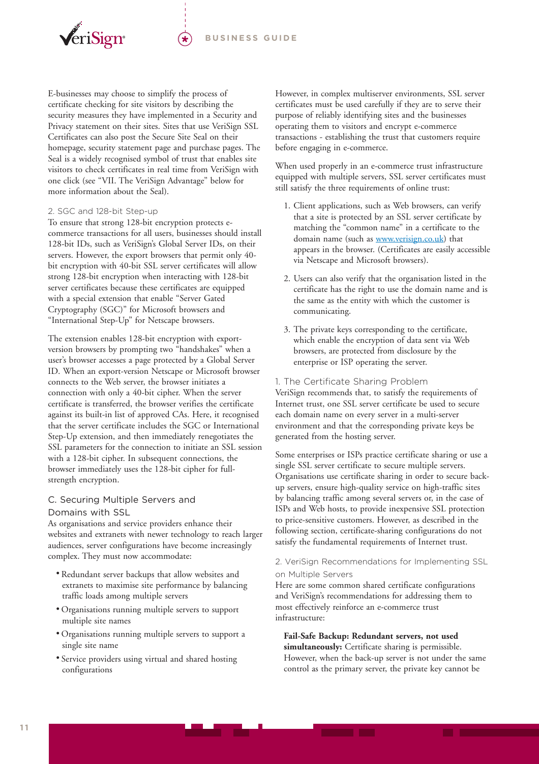E-businesses may choose to simplify the process of certificate checking for site visitors by describing the security measures they have implemented in a Security and Privacy statement on their sites. Sites that use VeriSign SSL Certificates can also post the Secure Site Seal on their homepage, security statement page and purchase pages. The Seal is a widely recognised symbol of trust that enables site visitors to check certificates in real time from VeriSign with one click (see "VII. The VeriSign Advantage" below for more information about the Seal).

#### 2. SGC and 128-bit Step-up

To ensure that strong 128-bit encryption protects e-commerce transactions for all users, businesses should install 128-bit IDs, such as VeriSign's Global Server IDs, on their servers. However, the export browsers that permit only 40-bit encryption with 40-bit SSL server certificates will allow strong 128-bit encryption when interacting with 128-bit server certificates because these certificates are equipped with a special extension that enable "Server Gated Cryptography (SGC)" for Microsoft browsers and "International Step-Up" for Netscape browsers.

The extension enables 128-bit encryption with export-version browsers by prompting two "handshakes" when a user's browser accesses a page protected by a Global Server ID. When an export-version Netscape or Microsoft browser connects to the Web server, the browser initiates a connection with only a 40-bit cipher. When the server certificate is transferred, the browser verifies the certificate against its built-in list of approved CAs. Here, it recognised that the server certificate includes the SGC or International Step-Up extension, and then immediately renegotiates the SSL parameters for the connection to initiate an SSL session with a 128-bit cipher. In subsequent connections, the browser immediately uses the 128-bit cipher for full-strength encryption.

### C. Securing Multiple Servers and Domains with SSL

As organisations and service providers enhance their websites and extranets with newer technology to reach larger audiences, server configurations have become increasingly complex. They must now accommodate:

- Redundant server backups that allow websites and extranets to maximise site performance by balancing traffic loads among multiple servers
- Organisations running multiple servers to support multiple site names
- Organisations running multiple servers to support a single site name
- Service providers using virtual and shared hosting configurations

However, in complex multiserver environments, SSL server certificates must be used carefully if they are to serve their purpose of reliably identifying sites and the businesses operating them to visitors and encrypt e-commerce transactions - establishing the trust that customers require before engaging in e-commerce.

When used properly in an e-commerce trust infrastructure equipped with multiple servers, SSL server certificates must still satisfy the three requirements of online trust:

1. Client applications, such as Web browsers, can verify that a site is protected by an SSL server certificate by matching the "common name" in a certificate to the domain name (such as [www.verisign.co.uk](http://www.verisign.co.uk)) that appears in the browser. (Certificates are easily accessible via Netscape and Microsoft browsers).
2. Users can also verify that the organisation listed in the certificate has the right to use the domain name and is the same as the entity with which the customer is communicating.
3. The private keys corresponding to the certificate, which enable the encryption of data sent via Web browsers, are protected from disclosure by the enterprise or ISP operating the server.

#### 1. The Certificate Sharing Problem

VeriSign recommends that, to satisfy the requirements of Internet trust, one SSL server certificate be used to secure each domain name on every server in a multi-server environment and that the corresponding private keys be generated from the hosting server.

Some enterprises or ISPs practice certificate sharing or use a single SSL server certificate to secure multiple servers. Organisations use certificate sharing in order to secure back-up servers, ensure high-quality service on high-traffic sites by balancing traffic among several servers or, in the case of ISPs and Web hosts, to provide inexpensive SSL protection to price-sensitive customers. However, as described in the following section, certificate-sharing configurations do not satisfy the fundamental requirements of Internet trust.

#### 2. VeriSign Recommendations for Implementing SSL on Multiple Servers

Here are some common shared certificate configurations and VeriSign's recommendations for addressing them to most effectively reinforce an e-commerce trust infrastructure:

**Fail-Safe Backup: Redundant servers, not used simultaneously:** Certificate sharing is permissible. However, when the back-up server is not under the same control as the primary server, the private key cannot be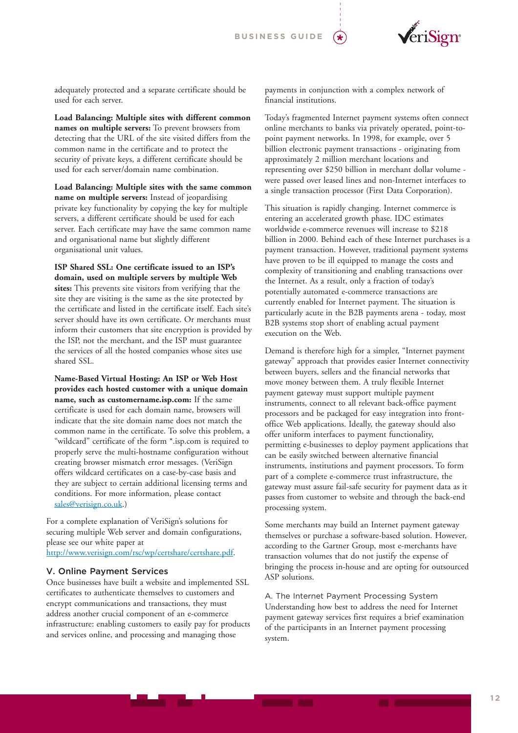adequately protected and a separate certificate should be used for each server.

**Load Balancing: Multiple sites with different common names on multiple servers:** To prevent browsers from detecting that the URL of the site visited differs from the common name in the certificate and to protect the security of private keys, a different certificate should be used for each server/domain name combination.

**Load Balancing: Multiple sites with the same common name on multiple servers:** Instead of jeopardising private key functionality by copying the key for multiple servers, a different certificate should be used for each server. Each certificate may have the same common name and organisational name but slightly different organisational unit values.

**ISP Shared SSL: One certificate issued to an ISP's domain, used on multiple servers by multiple Web sites:** This prevents site visitors from verifying that the site they are visiting is the same as the site protected by the certificate and listed in the certificate itself. Each site's server should have its own certificate. Or merchants must inform their customers that site encryption is provided by the ISP, not the merchant, and the ISP must guarantee the services of all the hosted companies whose sites use shared SSL.

**Name-Based Virtual Hosting: An ISP or Web Host provides each hosted customer with a unique domain name, such as customername.isp.com:** If the same certificate is used for each domain name, browsers will indicate that the site domain name does not match the common name in the certificate. To solve this problem, a "wildcard" certificate of the form *.isp.com is required to properly serve the multi-hostname configuration without creating browser mismatch error messages. (VeriSign offers wildcard certificates on a case-by-case basis and they are subject to certain additional licensing terms and conditions. For more information, please contact sales@verisign.co.uk.)

For a complete explanation of VeriSign's solutions for securing multiple Web server and domain configurations, please see our white paper at http://www.verisign.com/rsc/wp/certshare/certshare.pdf.

## V. Online Payment Services

Once businesses have built a website and implemented SSL certificates to authenticate themselves to customers and encrypt communications and transactions, they must address another crucial component of an e-commerce infrastructure: enabling customers to easily pay for products and services online, and processing and managing those payments in conjunction with a complex network of financial institutions.

Today's fragmented Internet payment systems often connect online merchants to banks via privately operated, point-to-point payment networks. In 1998, for example, over 5 billion electronic payment transactions - originating from approximately 2 million merchant locations and representing over $250 billion in merchant dollar volume - were passed over leased lines and non-Internet interfaces to a single transaction processor (First Data Corporation).

This situation is rapidly changing. Internet commerce is entering an accelerated growth phase. IDC estimates worldwide e-commerce revenues will increase to $218 billion in 2000. Behind each of these Internet purchases is a payment transaction. However, traditional payment systems have proven to be ill equipped to manage the costs and complexity of transitioning and enabling transactions over the Internet. As a result, only a fraction of today's potentially automated e-commerce transactions are currently enabled for Internet payment. The situation is particularly acute in the B2B payments arena - today, most B2B systems stop short of enabling actual payment execution on the Web.

Demand is therefore high for a simpler, "Internet payment gateway" approach that provides easier Internet connectivity between buyers, sellers and the financial networks that move money between them. A truly flexible Internet payment gateway must support multiple payment instruments, connect to all relevant back-office payment processors and be packaged for easy integration into front-office Web applications. Ideally, the gateway should also offer uniform interfaces to payment functionality, permitting e-businesses to deploy payment applications that can be easily switched between alternative financial instruments, institutions and payment processors. To form part of a complete e-commerce trust infrastructure, the gateway must assure fail-safe security for payment data as it passes from customer to website and through the back-end processing system.

Some merchants may build an Internet payment gateway themselves or purchase a software-based solution. However, according to the Gartner Group, most e-merchants have transaction volumes that do not justify the expense of bringing the process in-house and are opting for outsourced ASP solutions.

### A. The Internet Payment Processing System

Understanding how best to address the need for Internet payment gateway services first requires a brief examination of the participants in an Internet payment processing system.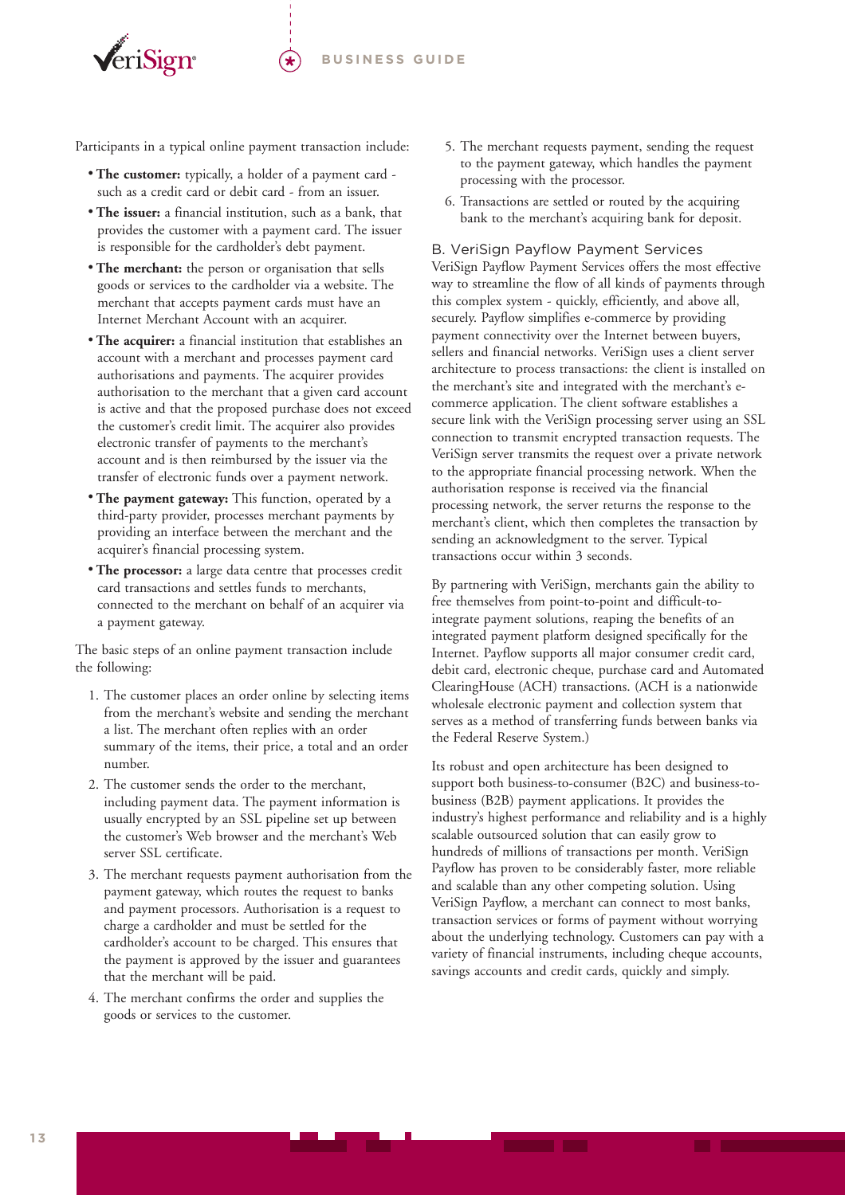Participants in a typical online payment transaction include:

- **The customer:** typically, a holder of a payment card - such as a credit card or debit card - from an issuer.
- **The issuer:** a financial institution, such as a bank, that provides the customer with a payment card. The issuer is responsible for the cardholder's debt payment.
- **The merchant:** the person or organisation that sells goods or services to the cardholder via a website. The merchant that accepts payment cards must have an Internet Merchant Account with an acquirer.
- **The acquirer:** a financial institution that establishes an account with a merchant and processes payment card authorisations and payments. The acquirer provides authorisation to the merchant that a given card account is active and that the proposed purchase does not exceed the customer's credit limit. The acquirer also provides electronic transfer of payments to the merchant's account and is then reimbursed by the issuer via the transfer of electronic funds over a payment network.
- **The payment gateway:** This function, operated by a third-party provider, processes merchant payments by providing an interface between the merchant and the acquirer's financial processing system.
- **The processor:** a large data centre that processes credit card transactions and settles funds to merchants, connected to the merchant on behalf of an acquirer via a payment gateway.

The basic steps of an online payment transaction include the following:

1. The customer places an order online by selecting items from the merchant's website and sending the merchant a list. The merchant often replies with an order summary of the items, their price, a total and an order number.
2. The customer sends the order to the merchant, including payment data. The payment information is usually encrypted by an SSL pipeline set up between the customer's Web browser and the merchant's Web server SSL certificate.
3. The merchant requests payment authorisation from the payment gateway, which routes the request to banks and payment processors. Authorisation is a request to charge a cardholder and must be settled for the cardholder's account to be charged. This ensures that the payment is approved by the issuer and guarantees that the merchant will be paid.
4. The merchant confirms the order and supplies the goods or services to the customer.
5. The merchant requests payment, sending the request to the payment gateway, which handles the payment processing with the processor.
6. Transactions are settled or routed by the acquiring bank to the merchant's acquiring bank for deposit.

### B. VeriSign Payflow Payment Services

VeriSign Payflow Payment Services offers the most effective way to streamline the flow of all kinds of payments through this complex system - quickly, efficiently, and above all, securely. Payflow simplifies e-commerce by providing payment connectivity over the Internet between buyers, sellers and financial networks. VeriSign uses a client server architecture to process transactions: the client is installed on the merchant's site and integrated with the merchant's e-commerce application. The client software establishes a secure link with the VeriSign processing server using an SSL connection to transmit encrypted transaction requests. The VeriSign server transmits the request over a private network to the appropriate financial processing network. When the authorisation response is received via the financial processing network, the server returns the response to the merchant's client, which then completes the transaction by sending an acknowledgment to the server. Typical transactions occur within 3 seconds.

By partnering with VeriSign, merchants gain the ability to free themselves from point-to-point and difficult-to-integrate payment solutions, reaping the benefits of an integrated payment platform designed specifically for the Internet. Payflow supports all major consumer credit card, debit card, electronic cheque, purchase card and Automated ClearingHouse (ACH) transactions. (ACH is a nationwide wholesale electronic payment and collection system that serves as a method of transferring funds between banks via the Federal Reserve System.)

Its robust and open architecture has been designed to support both business-to-consumer (B2C) and business-to-business (B2B) payment applications. It provides the industry's highest performance and reliability and is a highly scalable outsourced solution that can easily grow to hundreds of millions of transactions per month. VeriSign Payflow has proven to be considerably faster, more reliable and scalable than any other competing solution. Using VeriSign Payflow, a merchant can connect to most banks, transaction services or forms of payment without worrying about the underlying technology. Customers can pay with a variety of financial instruments, including cheque accounts, savings accounts and credit cards, quickly and simply.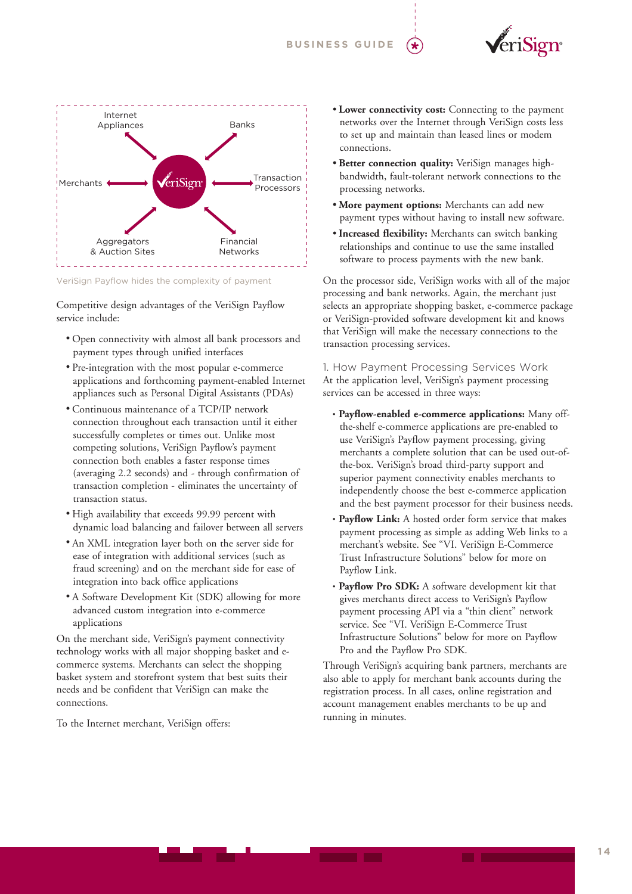Internet Appliances

Banks

Merchants

Transaction Processors

Aggregators & Auction Sites

Financial Networks

VeriSign Payflow hides the complexity of payment

Competitive design advantages of the VeriSign Payflow service include:

- Open connectivity with almost all bank processors and payment types through unified interfaces
- Pre-integration with the most popular e-commerce applications and forthcoming payment-enabled Internet appliances such as Personal Digital Assistants (PDAs)
- Continuous maintenance of a TCP/IP network connection throughout each transaction until it either successfully completes or times out. Unlike most competing solutions, VeriSign Payflow's payment connection both enables a faster response times (averaging 2.2 seconds) and - through confirmation of transaction completion - eliminates the uncertainty of transaction status.
- High availability that exceeds 99.99 percent with dynamic load balancing and failover between all servers
- An XML integration layer both on the server side for ease of integration with additional services (such as fraud screening) and on the merchant side for ease of integration into back office applications
- A Software Development Kit (SDK) allowing for more advanced custom integration into e-commerce applications

On the merchant side, VeriSign's payment connectivity technology works with all major shopping basket and e-commerce systems. Merchants can select the shopping basket system and storefront system that best suits their needs and be confident that VeriSign can make the connections.

To the Internet merchant, VeriSign offers:

- **Lower connectivity cost:** Connecting to the payment networks over the Internet through VeriSign costs less to set up and maintain than leased lines or modem connections.
- **Better connection quality:** VeriSign manages high-bandwidth, fault-tolerant network connections to the processing networks.
- **More payment options:** Merchants can add new payment types without having to install new software.
- **Increased flexibility:** Merchants can switch banking relationships and continue to use the same installed software to process payments with the new bank.

On the processor side, VeriSign works with all of the major processing and bank networks. Again, the merchant just selects an appropriate shopping basket, e-commerce package or VeriSign-provided software development kit and knows that VeriSign will make the necessary connections to the transaction processing services.

## 1. How Payment Processing Services Work

At the application level, VeriSign's payment processing services can be accessed in three ways:

- **Payflow-enabled e-commerce applications:** Many off-the-shelf e-commerce applications are pre-enabled to use VeriSign's Payflow payment processing, giving merchants a complete solution that can be used out-of-the-box. VeriSign's broad third-party support and superior payment connectivity enables merchants to independently choose the best e-commerce application and the best payment processor for their business needs.
- **Payflow Link:** A hosted order form service that makes payment processing as simple as adding Web links to a merchant's website. See "VI. VeriSign E-Commerce Trust Infrastructure Solutions" below for more on Payflow Link.
- **Payflow Pro SDK:** A software development kit that gives merchants direct access to VeriSign's Payflow payment processing API via a "thin client" network service. See "VI. VeriSign E-Commerce Trust Infrastructure Solutions" below for more on Payflow Pro and the Payflow Pro SDK.

Through VeriSign's acquiring bank partners, merchants are also able to apply for merchant bank accounts during the registration process. In all cases, online registration and account management enables merchants to be up and running in minutes.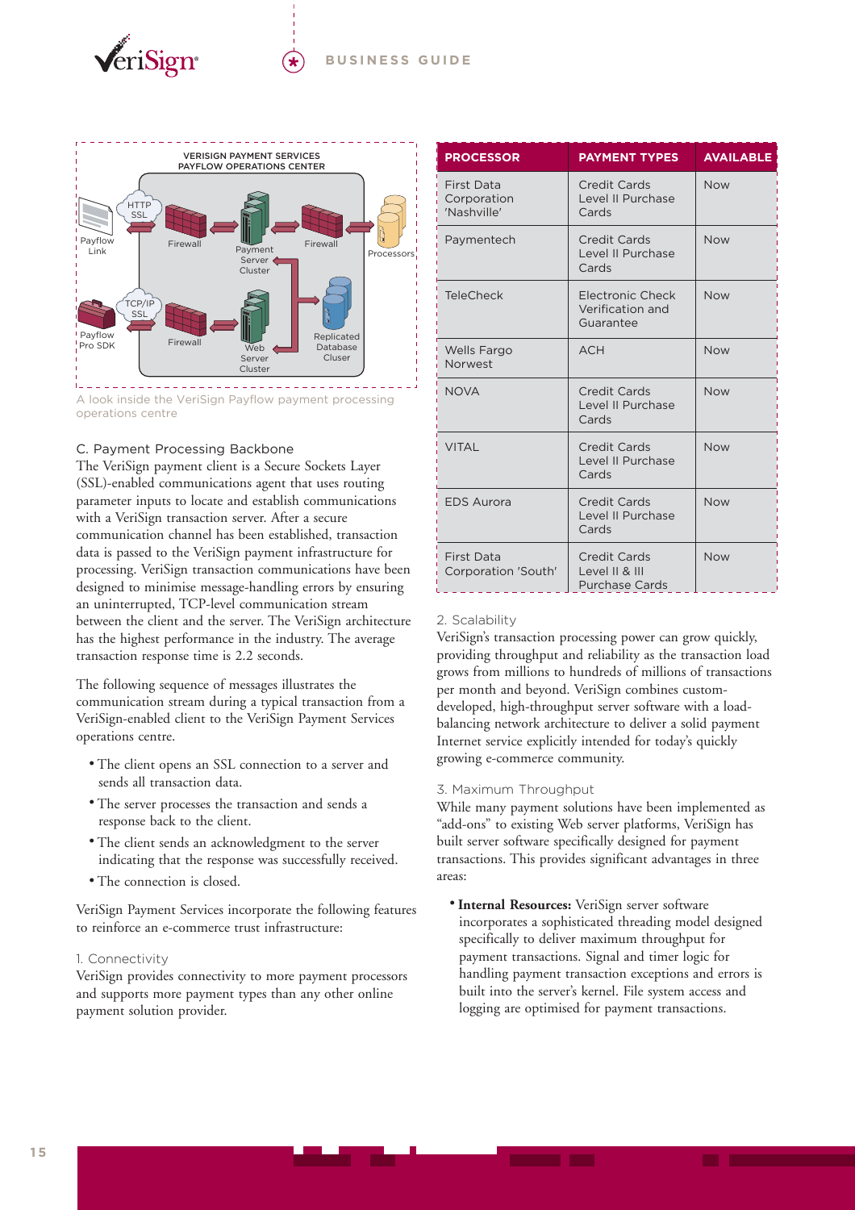VERISIGN PAYMENT SERVICES
PAYFLOW OPERATIONS CENTER

A look inside the VeriSign Payflow payment processing operations centre

### C. Payment Processing Backbone

The VeriSign payment client is a Secure Sockets Layer (SSL)-enabled communications agent that uses routing parameter inputs to locate and establish communications with a VeriSign transaction server. After a secure communication channel has been established, transaction data is passed to the VeriSign payment infrastructure for processing. VeriSign transaction communications have been designed to minimise message-handling errors by ensuring an uninterrupted, TCP-level communication stream between the client and the server. The VeriSign architecture has the highest performance in the industry. The average transaction response time is 2.2 seconds.

The following sequence of messages illustrates the communication stream during a typical transaction from a VeriSign-enabled client to the VeriSign Payment Services operations centre.

- The client opens an SSL connection to a server and sends all transaction data.
- The server processes the transaction and sends a response back to the client.
- The client sends an acknowledgment to the server indicating that the response was successfully received.
- The connection is closed.

VeriSign Payment Services incorporate the following features to reinforce an e-commerce trust infrastructure:

#### 1. Connectivity

VeriSign provides connectivity to more payment processors and supports more payment types than any other online payment solution provider.

| PROCESSOR | PAYMENT TYPES | AVAILABLE |
|---|---|---|
| First Data Corporation 'Nashville' | Credit Cards Level II Purchase Cards | Now |
| Paymentech | Credit Cards Level II Purchase Cards | Now |
| TeleCheck | Electronic Check Verification and Guarantee | Now |
| Wells Fargo Norwest | ACH | Now |
| NOVA | Credit Cards Level II Purchase Cards | Now |
| VITAL | Credit Cards Level II Purchase Cards | Now |
| EDS Aurora | Credit Cards Level II Purchase Cards | Now |
| First Data Corporation 'South' | Credit Cards Level II & III Purchase Cards | Now |

#### 2. Scalability

VeriSign's transaction processing power can grow quickly, providing throughput and reliability as the transaction load grows from millions to hundreds of millions of transactions per month and beyond. VeriSign combines custom-developed, high-throughput server software with a load-balancing network architecture to deliver a solid payment Internet service explicitly intended for today's quickly growing e-commerce community.

#### 3. Maximum Throughput

While many payment solutions have been implemented as "add-ons" to existing Web server platforms, VeriSign has built server software specifically designed for payment transactions. This provides significant advantages in three areas:

- **Internal Resources:** VeriSign server software incorporates a sophisticated threading model designed specifically to deliver maximum throughput for payment transactions. Signal and timer logic for handling payment transaction exceptions and errors is built into the server's kernel. File system access and logging are optimised for payment transactions.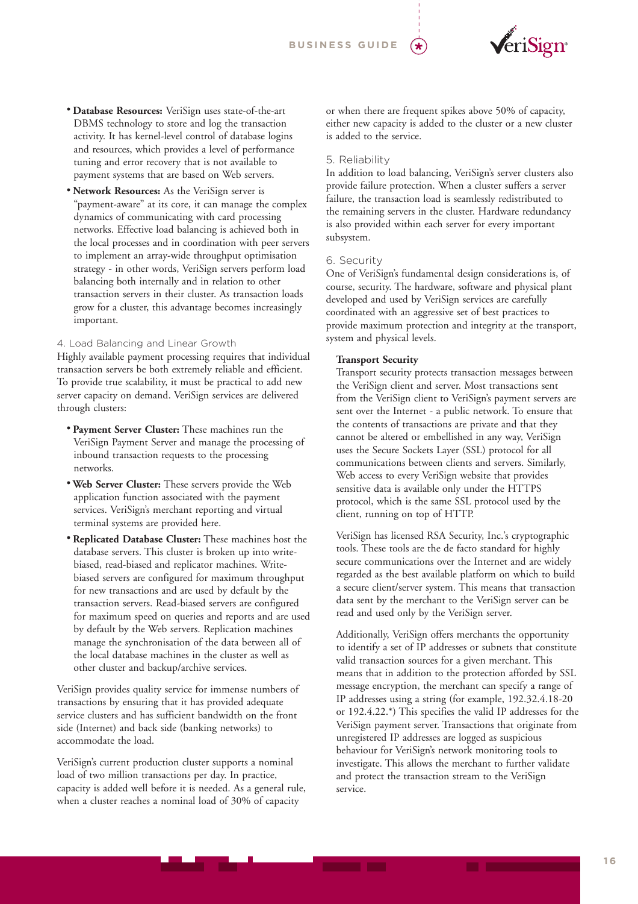- **Database Resources:** VeriSign uses state-of-the-art DBMS technology to store and log the transaction activity. It has kernel-level control of database logins and resources, which provides a level of performance tuning and error recovery that is not available to payment systems that are based on Web servers.
- **Network Resources:** As the VeriSign server is "payment-aware" at its core, it can manage the complex dynamics of communicating with card processing networks. Effective load balancing is achieved both in the local processes and in coordination with peer servers to implement an array-wide throughput optimisation strategy - in other words, VeriSign servers perform load balancing both internally and in relation to other transaction servers in their cluster. As transaction loads grow for a cluster, this advantage becomes increasingly important.

## 4. Load Balancing and Linear Growth

Highly available payment processing requires that individual transaction servers be both extremely reliable and efficient. To provide true scalability, it must be practical to add new server capacity on demand. VeriSign services are delivered through clusters:

- **Payment Server Cluster:** These machines run the VeriSign Payment Server and manage the processing of inbound transaction requests to the processing networks.
- **Web Server Cluster:** These servers provide the Web application function associated with the payment services. VeriSign's merchant reporting and virtual terminal systems are provided here.
- **Replicated Database Cluster:** These machines host the database servers. This cluster is broken up into write-biased, read-biased and replicator machines. Write-biased servers are configured for maximum throughput for new transactions and are used by default by the transaction servers. Read-biased servers are configured for maximum speed on queries and reports and are used by default by the Web servers. Replication machines manage the synchronisation of the data between all of the local database machines in the cluster as well as other cluster and backup/archive services.

VeriSign provides quality service for immense numbers of transactions by ensuring that it has provided adequate service clusters and has sufficient bandwidth on the front side (Internet) and back side (banking networks) to accommodate the load.

VeriSign's current production cluster supports a nominal load of two million transactions per day. In practice, capacity is added well before it is needed. As a general rule, when a cluster reaches a nominal load of 30% of capacity or when there are frequent spikes above 50% of capacity, either new capacity is added to the cluster or a new cluster is added to the service.

## 5. Reliability

In addition to load balancing, VeriSign's server clusters also provide failure protection. When a cluster suffers a server failure, the transaction load is seamlessly redistributed to the remaining servers in the cluster. Hardware redundancy is also provided within each server for every important subsystem.

## 6. Security

One of VeriSign's fundamental design considerations is, of course, security. The hardware, software and physical plant developed and used by VeriSign services are carefully coordinated with an aggressive set of best practices to provide maximum protection and integrity at the transport, system and physical levels.

### Transport Security

Transport security protects transaction messages between the VeriSign client and server. Most transactions sent from the VeriSign client to VeriSign's payment servers are sent over the Internet - a public network. To ensure that the contents of transactions are private and that they cannot be altered or embellished in any way, VeriSign uses the Secure Sockets Layer (SSL) protocol for all communications between clients and servers. Similarly, Web access to every VeriSign website that provides sensitive data is available only under the HTTPS protocol, which is the same SSL protocol used by the client, running on top of HTTP.

VeriSign has licensed RSA Security, Inc.'s cryptographic tools. These tools are the de facto standard for highly secure communications over the Internet and are widely regarded as the best available platform on which to build a secure client/server system. This means that transaction data sent by the merchant to the VeriSign server can be read and used only by the VeriSign server.

Additionally, VeriSign offers merchants the opportunity to identify a set of IP addresses or subnets that constitute valid transaction sources for a given merchant. This means that in addition to the protection afforded by SSL message encryption, the merchant can specify a range of IP addresses using a string (for example, 192.32.4.18-20 or 192.4.22.*) This specifies the valid IP addresses for the VeriSign payment server. Transactions that originate from unregistered IP addresses are logged as suspicious behaviour for VeriSign's network monitoring tools to investigate. This allows the merchant to further validate and protect the transaction stream to the VeriSign service.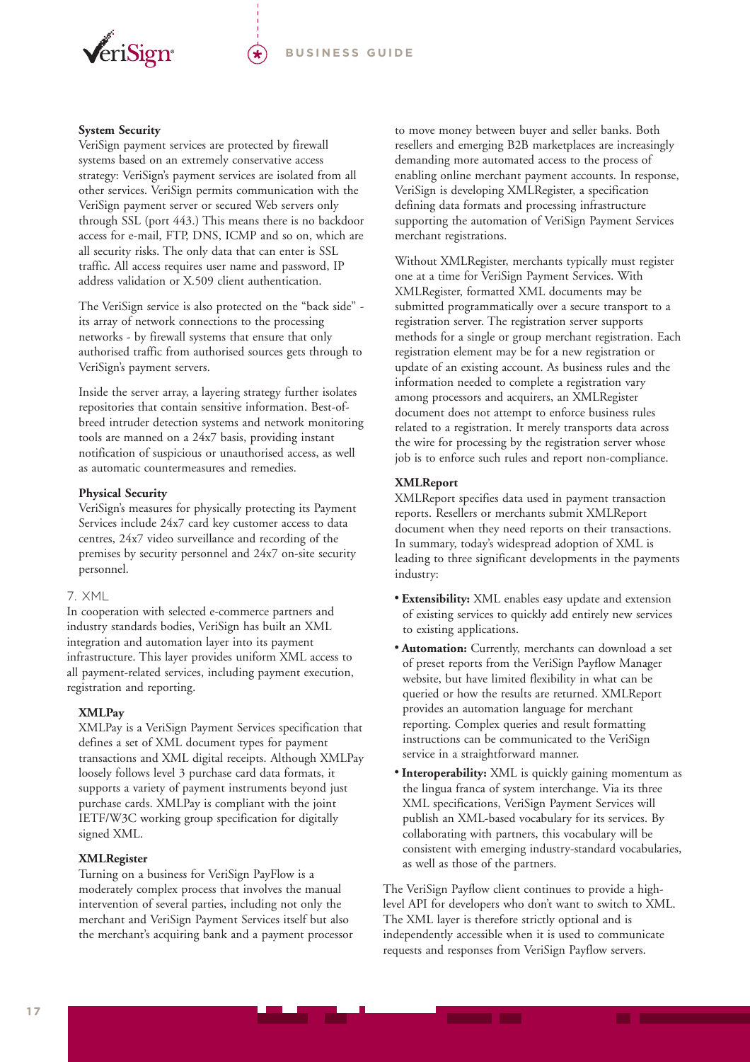**System Security**

VeriSign payment services are protected by firewall systems based on an extremely conservative access strategy: VeriSign's payment services are isolated from all other services. VeriSign permits communication with the VeriSign payment server or secured Web servers only through SSL (port 443.) This means there is no backdoor access for e-mail, FTP, DNS, ICMP and so on, which are all security risks. The only data that can enter is SSL traffic. All access requires user name and password, IP address validation or X.509 client authentication.

The VeriSign service is also protected on the "back side" - its array of network connections to the processing networks - by firewall systems that ensure that only authorised traffic from authorised sources gets through to VeriSign's payment servers.

Inside the server array, a layering strategy further isolates repositories that contain sensitive information. Best-of-breed intruder detection systems and network monitoring tools are manned on a 24x7 basis, providing instant notification of suspicious or unauthorised access, as well as automatic countermeasures and remedies.

**Physical Security**

VeriSign's measures for physically protecting its Payment Services include 24x7 card key customer access to data centres, 24x7 video surveillance and recording of the premises by security personnel and 24x7 on-site security personnel.

## 7. XML

In cooperation with selected e-commerce partners and industry standards bodies, VeriSign has built an XML integration and automation layer into its payment infrastructure. This layer provides uniform XML access to all payment-related services, including payment execution, registration and reporting.

**XMLPay**

XMLPay is a VeriSign Payment Services specification that defines a set of XML document types for payment transactions and XML digital receipts. Although XMLPay loosely follows level 3 purchase card data formats, it supports a variety of payment instruments beyond just purchase cards. XMLPay is compliant with the joint IETF/W3C working group specification for digitally signed XML.

**XMLRegister**

Turning on a business for VeriSign PayFlow is a moderately complex process that involves the manual intervention of several parties, including not only the merchant and VeriSign Payment Services itself but also the merchant's acquiring bank and a payment processor to move money between buyer and seller banks. Both resellers and emerging B2B marketplaces are increasingly demanding more automated access to the process of enabling online merchant payment accounts. In response, VeriSign is developing XMLRegister, a specification defining data formats and processing infrastructure supporting the automation of VeriSign Payment Services merchant registrations.

Without XMLRegister, merchants typically must register one at a time for VeriSign Payment Services. With XMLRegister, formatted XML documents may be submitted programmatically over a secure transport to a registration server. The registration server supports methods for a single or group merchant registration. Each registration element may be for a new registration or update of an existing account. As business rules and the information needed to complete a registration vary among processors and acquirers, an XMLRegister document does not attempt to enforce business rules related to a registration. It merely transports data across the wire for processing by the registration server whose job is to enforce such rules and report non-compliance.

**XMLReport**

XMLReport specifies data used in payment transaction reports. Resellers or merchants submit XMLReport document when they need reports on their transactions. In summary, today's widespread adoption of XML is leading to three significant developments in the payments industry:

- **Extensibility:** XML enables easy update and extension of existing services to quickly add entirely new services to existing applications.
- **Automation:** Currently, merchants can download a set of preset reports from the VeriSign Payflow Manager website, but have limited flexibility in what can be queried or how the results are returned. XMLReport provides an automation language for merchant reporting. Complex queries and result formatting instructions can be communicated to the VeriSign service in a straightforward manner.
- **Interoperability:** XML is quickly gaining momentum as the lingua franca of system interchange. Via its three XML specifications, VeriSign Payment Services will publish an XML-based vocabulary for its services. By collaborating with partners, this vocabulary will be consistent with emerging industry-standard vocabularies, as well as those of the partners.

The VeriSign Payflow client continues to provide a high-level API for developers who don't want to switch to XML. The XML layer is therefore strictly optional and is independently accessible when it is used to communicate requests and responses from VeriSign Payflow servers.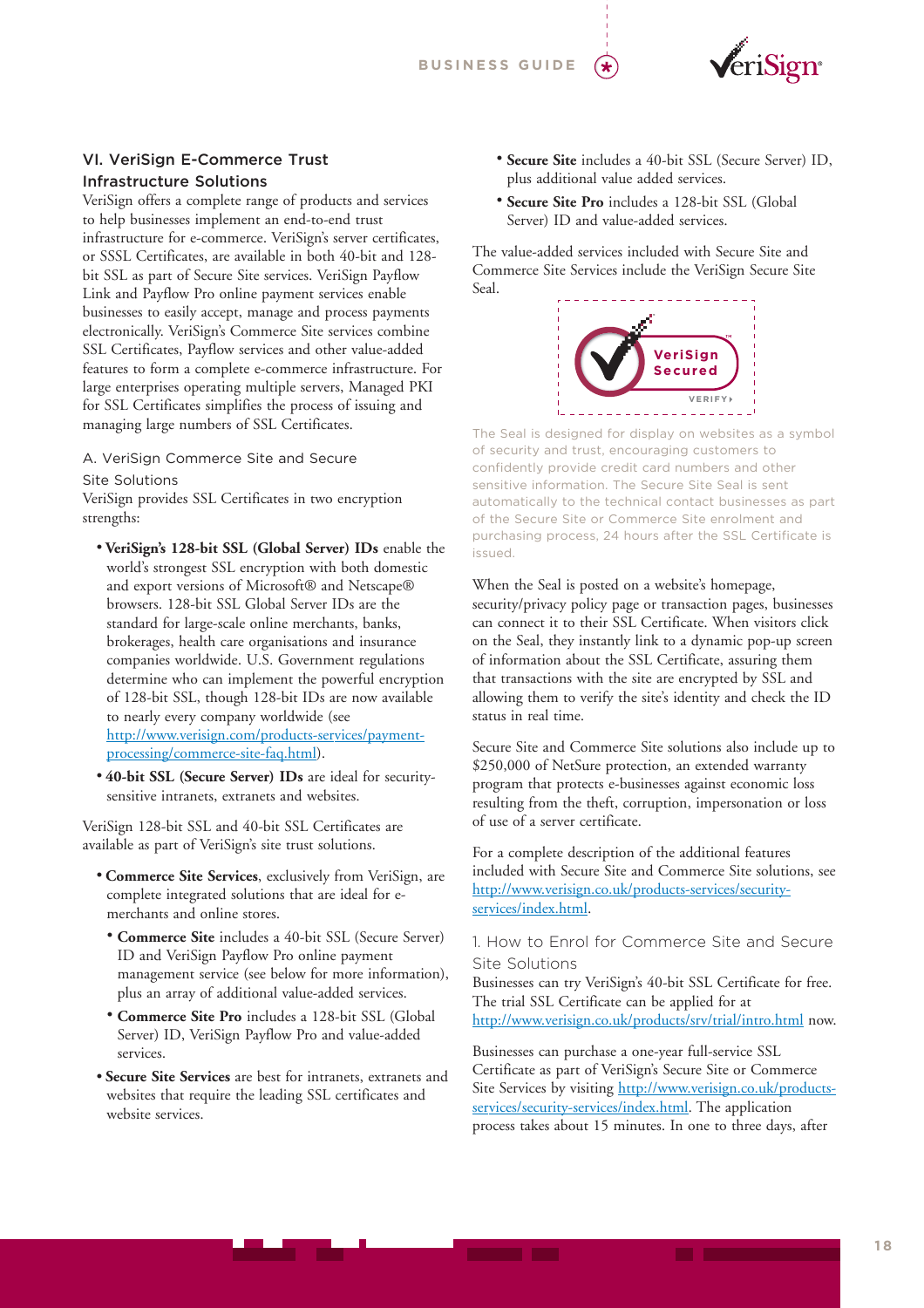## VI. VeriSign E-Commerce Trust Infrastructure Solutions

VeriSign offers a complete range of products and services to help businesses implement an end-to-end trust infrastructure for e-commerce. VeriSign's server certificates, or SSSL Certificates, are available in both 40-bit and 128-bit SSL as part of Secure Site services. VeriSign Payflow Link and Payflow Pro online payment services enable businesses to easily accept, manage and process payments electronically. VeriSign's Commerce Site services combine SSL Certificates, Payflow services and other value-added features to form a complete e-commerce infrastructure. For large enterprises operating multiple servers, Managed PKI for SSL Certificates simplifies the process of issuing and managing large numbers of SSL Certificates.

### A. VeriSign Commerce Site and Secure Site Solutions

VeriSign provides SSL Certificates in two encryption strengths:

- **VeriSign's 128-bit SSL (Global Server) IDs** enable the world's strongest SSL encryption with both domestic and export versions of Microsoft® and Netscape® browsers. 128-bit SSL Global Server IDs are the standard for large-scale online merchants, banks, brokerages, health care organisations and insurance companies worldwide. U.S. Government regulations determine who can implement the powerful encryption of 128-bit SSL, though 128-bit IDs are now available to nearly every company worldwide (see http://www.verisign.com/products-services/payment-processing/commerce-site-faq.html).
- **40-bit SSL (Secure Server) IDs** are ideal for security-sensitive intranets, extranets and websites.

VeriSign 128-bit SSL and 40-bit SSL Certificates are available as part of VeriSign's site trust solutions.

- **Commerce Site Services**, exclusively from VeriSign, are complete integrated solutions that are ideal for e-merchants and online stores.
  - **Commerce Site** includes a 40-bit SSL (Secure Server) ID and VeriSign Payflow Pro online payment management service (see below for more information), plus an array of additional value-added services.
  - **Commerce Site Pro** includes a 128-bit SSL (Global Server) ID, VeriSign Payflow Pro and value-added services.
- **Secure Site Services** are best for intranets, extranets and websites that require the leading SSL certificates and website services.
  - **Secure Site** includes a 40-bit SSL (Secure Server) ID, plus additional value added services.
  - **Secure Site Pro** includes a 128-bit SSL (Global Server) ID and value-added services.

The value-added services included with Secure Site and Commerce Site Services include the VeriSign Secure Site Seal.

The Seal is designed for display on websites as a symbol of security and trust, encouraging customers to confidently provide credit card numbers and other sensitive information. The Secure Site Seal is sent automatically to the technical contact businesses as part of the Secure Site or Commerce Site enrolment and purchasing process, 24 hours after the SSL Certificate is issued.

When the Seal is posted on a website's homepage, security/privacy policy page or transaction pages, businesses can connect it to their SSL Certificate. When visitors click on the Seal, they instantly link to a dynamic pop-up screen of information about the SSL Certificate, assuring them that transactions with the site are encrypted by SSL and allowing them to verify the site's identity and check the ID status in real time.

Secure Site and Commerce Site solutions also include up to $250,000 of NetSure protection, an extended warranty program that protects e-businesses against economic loss resulting from the theft, corruption, impersonation or loss of use of a server certificate.

For a complete description of the additional features included with Secure Site and Commerce Site solutions, see http://www.verisign.co.uk/products-services/security-services/index.html.

#### 1. How to Enrol for Commerce Site and Secure Site Solutions

Businesses can try VeriSign's 40-bit SSL Certificate for free. The trial SSL Certificate can be applied for at http://www.verisign.co.uk/products/srv/trial/intro.html now.

Businesses can purchase a one-year full-service SSL Certificate as part of VeriSign's Secure Site or Commerce Site Services by visiting http://www.verisign.co.uk/products-services/security-services/index.html. The application process takes about 15 minutes. In one to three days, after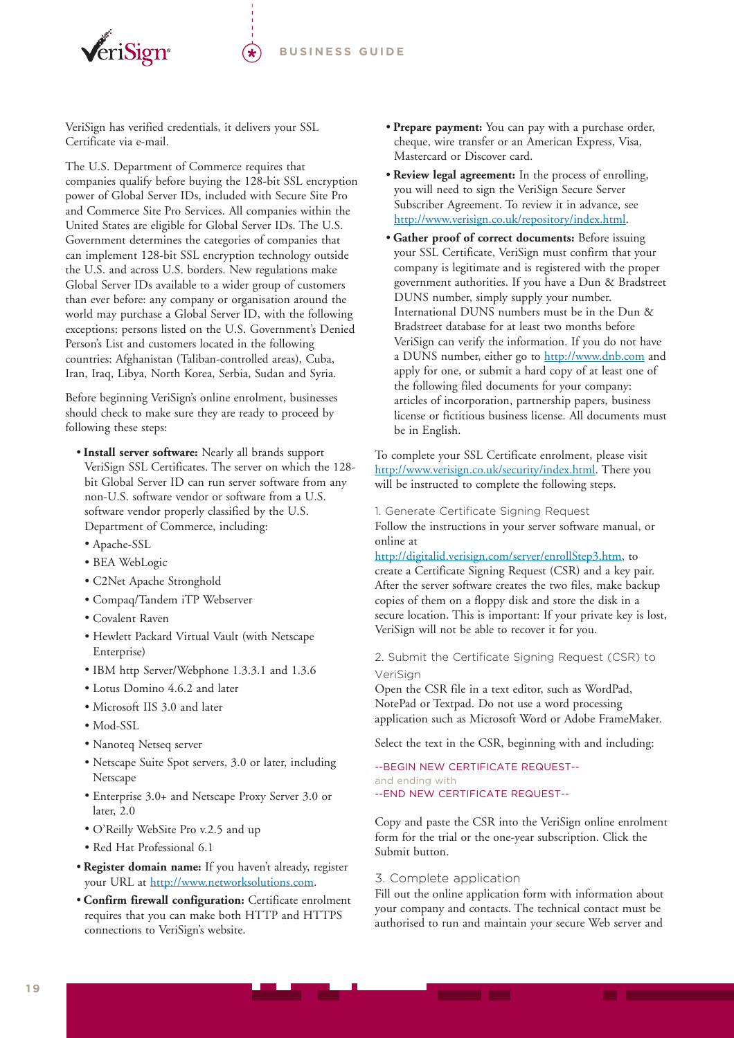VeriSign has verified credentials, it delivers your SSL Certificate via e-mail.

The U.S. Department of Commerce requires that companies qualify before buying the 128-bit SSL encryption power of Global Server IDs, included with Secure Site Pro and Commerce Site Pro Services. All companies within the United States are eligible for Global Server IDs. The U.S. Government determines the categories of companies that can implement 128-bit SSL encryption technology outside the U.S. and across U.S. borders. New regulations make Global Server IDs available to a wider group of customers than ever before: any company or organisation around the world may purchase a Global Server ID, with the following exceptions: persons listed on the U.S. Government's Denied Person's List and customers located in the following countries: Afghanistan (Taliban-controlled areas), Cuba, Iran, Iraq, Libya, North Korea, Serbia, Sudan and Syria.

Before beginning VeriSign's online enrolment, businesses should check to make sure they are ready to proceed by following these steps:

- **Install server software:** Nearly all brands support VeriSign SSL Certificates. The server on which the 128-bit Global Server ID can run server software from any non-U.S. software vendor or software from a U.S. software vendor properly classified by the U.S. Department of Commerce, including:
  - Apache-SSL
  - BEA WebLogic
  - C2Net Apache Stronghold
  - Compaq/Tandem iTP Webserver
  - Covalent Raven
  - Hewlett Packard Virtual Vault (with Netscape Enterprise)
  - IBM http Server/Webphone 1.3.3.1 and 1.3.6
  - Lotus Domino 4.6.2 and later
  - Microsoft IIS 3.0 and later
  - Mod-SSL
  - Nanoteq Netseq server
  - Netscape Suite Spot servers, 3.0 or later, including Netscape
  - Enterprise 3.0+ and Netscape Proxy Server 3.0 or later, 2.0
  - O'Reilly WebSite Pro v.2.5 and up
  - Red Hat Professional 6.1
- **Register domain name:** If you haven't already, register your URL at http://www.networksolutions.com.
- **Confirm firewall configuration:** Certificate enrolment requires that you can make both HTTP and HTTPS connections to VeriSign's website.
- **Prepare payment:** You can pay with a purchase order, cheque, wire transfer or an American Express, Visa, Mastercard or Discover card.
- **Review legal agreement:** In the process of enrolling, you will need to sign the VeriSign Secure Server Subscriber Agreement. To review it in advance, see http://www.verisign.co.uk/repository/index.html.
- **Gather proof of correct documents:** Before issuing your SSL Certificate, VeriSign must confirm that your company is legitimate and is registered with the proper government authorities. If you have a Dun & Bradstreet DUNS number, simply supply your number. International DUNS numbers must be in the Dun & Bradstreet database for at least two months before VeriSign can verify the information. If you do not have a DUNS number, either go to http://www.dnb.com and apply for one, or submit a hard copy of at least one of the following filed documents for your company: articles of incorporation, partnership papers, business license or fictitious business license. All documents must be in English.

To complete your SSL Certificate enrolment, please visit http://www.verisign.co.uk/security/index.html. There you will be instructed to complete the following steps.

1. Generate Certificate Signing Request

Follow the instructions in your server software manual, or online at http://digitalid.verisign.com/server/enrollStep3.htm, to create a Certificate Signing Request (CSR) and a key pair. After the server software creates the two files, make backup copies of them on a floppy disk and store the disk in a secure location. This is important: If your private key is lost, VeriSign will not be able to recover it for you.

2. Submit the Certificate Signing Request (CSR) to VeriSign

Open the CSR file in a text editor, such as WordPad, NotePad or Textpad. Do not use a word processing application such as Microsoft Word or Adobe FrameMaker.

Select the text in the CSR, beginning with and including:

--BEGIN NEW CERTIFICATE REQUEST--
and ending with
--END NEW CERTIFICATE REQUEST--

Copy and paste the CSR into the VeriSign online enrolment form for the trial or the one-year subscription. Click the Submit button.

3. Complete application

Fill out the online application form with information about your company and contacts. The technical contact must be authorised to run and maintain your secure Web server and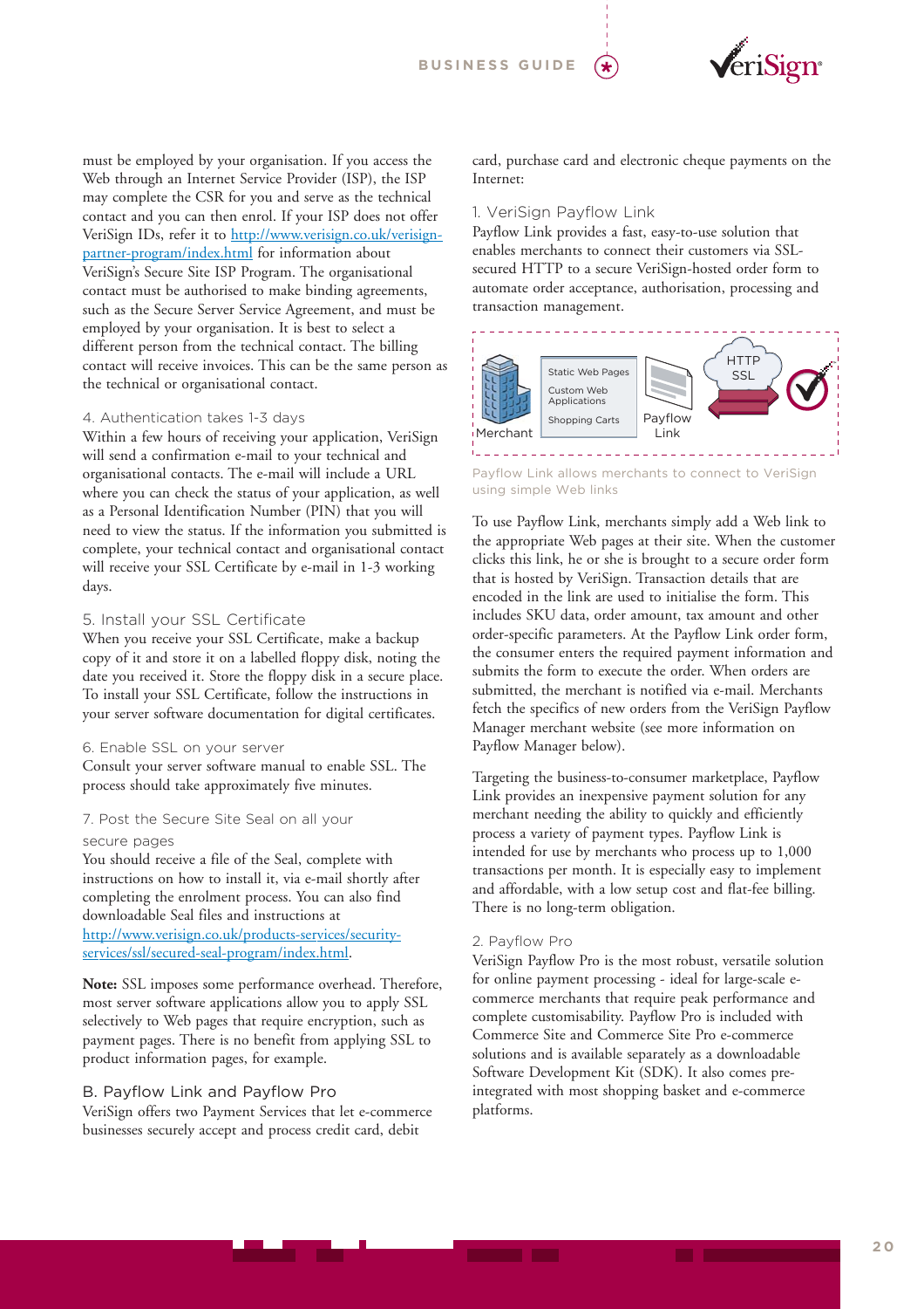must be employed by your organisation. If you access the Web through an Internet Service Provider (ISP), the ISP may complete the CSR for you and serve as the technical contact and you can then enrol. If your ISP does not offer VeriSign IDs, refer it to http://www.verisign.co.uk/verisign-partner-program/index.html for information about VeriSign's Secure Site ISP Program. The organisational contact must be authorised to make binding agreements, such as the Secure Server Service Agreement, and must be employed by your organisation. It is best to select a different person from the technical contact. The billing contact will receive invoices. This can be the same person as the technical or organisational contact.

### 4. Authentication takes 1-3 days

Within a few hours of receiving your application, VeriSign will send a confirmation e-mail to your technical and organisational contacts. The e-mail will include a URL where you can check the status of your application, as well as a Personal Identification Number (PIN) that you will need to view the status. If the information you submitted is complete, your technical contact and organisational contact will receive your SSL Certificate by e-mail in 1-3 working days.

### 5. Install your SSL Certificate

When you receive your SSL Certificate, make a backup copy of it and store it on a labelled floppy disk, noting the date you received it. Store the floppy disk in a secure place. To install your SSL Certificate, follow the instructions in your server software documentation for digital certificates.

### 6. Enable SSL on your server

Consult your server software manual to enable SSL. The process should take approximately five minutes.

### 7. Post the Secure Site Seal on all your secure pages

You should receive a file of the Seal, complete with instructions on how to install it, via e-mail shortly after completing the enrolment process. You can also find downloadable Seal files and instructions at http://www.verisign.co.uk/products-services/security-services/ssl/secured-seal-program/index.html.

**Note:** SSL imposes some performance overhead. Therefore, most server software applications allow you to apply SSL selectively to Web pages that require encryption, such as payment pages. There is no benefit from applying SSL to product information pages, for example.

## B. Payflow Link and Payflow Pro

VeriSign offers two Payment Services that let e-commerce businesses securely accept and process credit card, debit card, purchase card and electronic cheque payments on the Internet:

### 1. VeriSign Payflow Link

Payflow Link provides a fast, easy-to-use solution that enables merchants to connect their customers via SSL-secured HTTP to a secure VeriSign-hosted order form to automate order acceptance, authorisation, processing and transaction management.

Merchant | Static Web Pages | Custom Web Applications | Shopping Carts | Payflow Link | HTTP SSL

Payflow Link allows merchants to connect to VeriSign using simple Web links

To use Payflow Link, merchants simply add a Web link to the appropriate Web pages at their site. When the customer clicks this link, he or she is brought to a secure order form that is hosted by VeriSign. Transaction details that are encoded in the link are used to initialise the form. This includes SKU data, order amount, tax amount and other order-specific parameters. At the Payflow Link order form, the consumer enters the required payment information and submits the form to execute the order. When orders are submitted, the merchant is notified via e-mail. Merchants fetch the specifics of new orders from the VeriSign Payflow Manager merchant website (see more information on Payflow Manager below).

Targeting the business-to-consumer marketplace, Payflow Link provides an inexpensive payment solution for any merchant needing the ability to quickly and efficiently process a variety of payment types. Payflow Link is intended for use by merchants who process up to 1,000 transactions per month. It is especially easy to implement and affordable, with a low setup cost and flat-fee billing. There is no long-term obligation.

### 2. Payflow Pro

VeriSign Payflow Pro is the most robust, versatile solution for online payment processing - ideal for large-scale e-commerce merchants that require peak performance and complete customisability. Payflow Pro is included with Commerce Site and Commerce Site Pro e-commerce solutions and is available separately as a downloadable Software Development Kit (SDK). It also comes pre-integrated with most shopping basket and e-commerce platforms.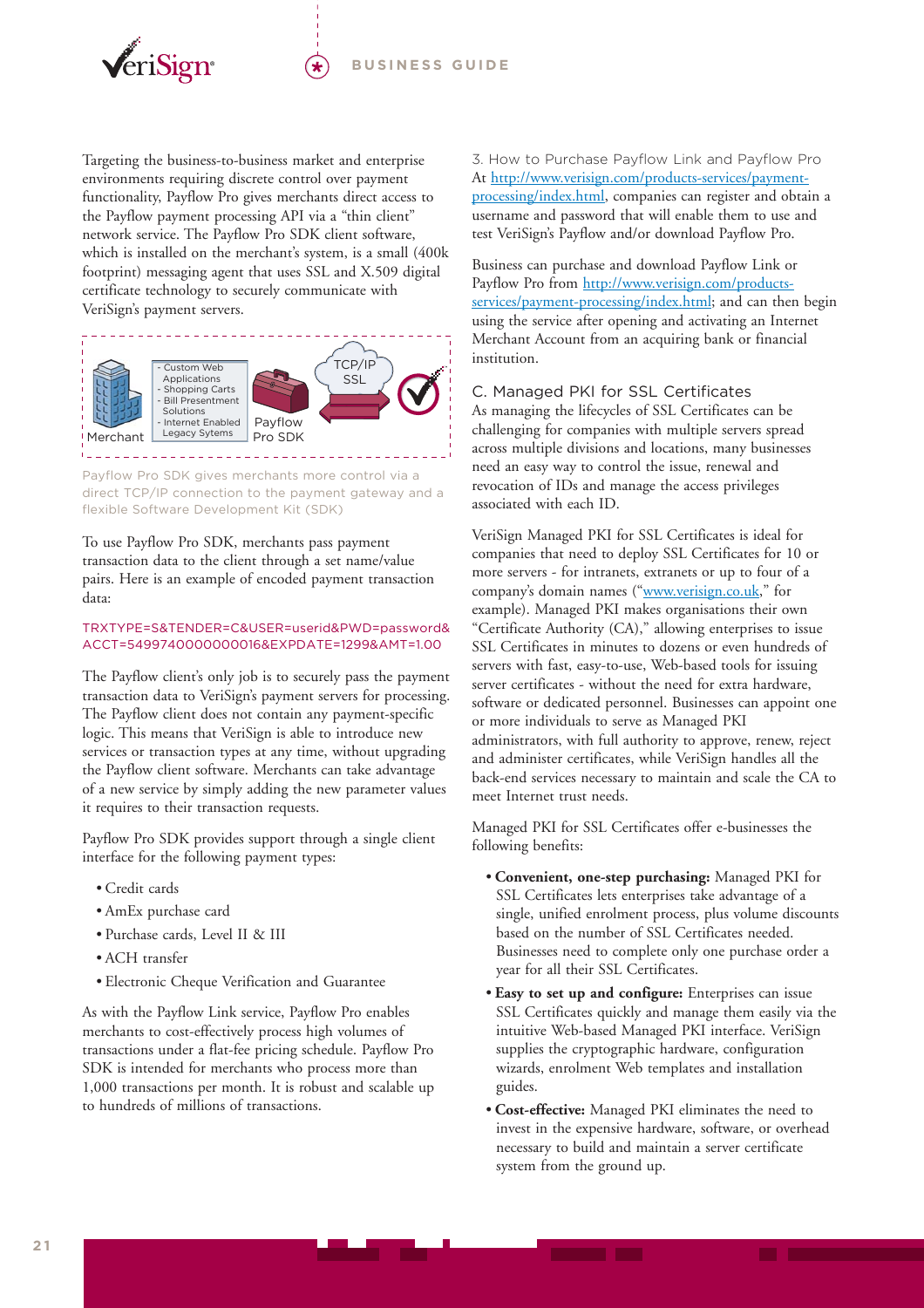Targeting the business-to-business market and enterprise environments requiring discrete control over payment functionality, Payflow Pro gives merchants direct access to the Payflow payment processing API via a "thin client" network service. The Payflow Pro SDK client software, which is installed on the merchant's system, is a small (400k footprint) messaging agent that uses SSL and X.509 digital certificate technology to securely communicate with VeriSign's payment servers.

Merchant | - Custom Web Applications - Shopping Carts - Bill Presentment Solutions - Internet Enabled Legacy Sytems | Payflow Pro SDK | TCP/IP SSL

Payflow Pro SDK gives merchants more control via a direct TCP/IP connection to the payment gateway and a flexible Software Development Kit (SDK)

To use Payflow Pro SDK, merchants pass payment transaction data to the client through a set name/value pairs. Here is an example of encoded payment transaction data:

```
TRXTYPE=S&TENDER=C&USER=userid&PWD=password&ACCT=5499740000000016&EXPDATE=1299&AMT=1.00
```

The Payflow client's only job is to securely pass the payment transaction data to VeriSign's payment servers for processing. The Payflow client does not contain any payment-specific logic. This means that VeriSign is able to introduce new services or transaction types at any time, without upgrading the Payflow client software. Merchants can take advantage of a new service by simply adding the new parameter values it requires to their transaction requests.

Payflow Pro SDK provides support through a single client interface for the following payment types:

- Credit cards
- AmEx purchase card
- Purchase cards, Level II & III
- ACH transfer
- Electronic Cheque Verification and Guarantee

As with the Payflow Link service, Payflow Pro enables merchants to cost-effectively process high volumes of transactions under a flat-fee pricing schedule. Payflow Pro SDK is intended for merchants who process more than 1,000 transactions per month. It is robust and scalable up to hundreds of millions of transactions.

### 3. How to Purchase Payflow Link and Payflow Pro

At http://www.verisign.com/products-services/payment-processing/index.html, companies can register and obtain a username and password that will enable them to use and test VeriSign's Payflow and/or download Payflow Pro.

Business can purchase and download Payflow Link or Payflow Pro from http://www.verisign.com/products-services/payment-processing/index.html; and can then begin using the service after opening and activating an Internet Merchant Account from an acquiring bank or financial institution.

## C. Managed PKI for SSL Certificates

As managing the lifecycles of SSL Certificates can be challenging for companies with multiple servers spread across multiple divisions and locations, many businesses need an easy way to control the issue, renewal and revocation of IDs and manage the access privileges associated with each ID.

VeriSign Managed PKI for SSL Certificates is ideal for companies that need to deploy SSL Certificates for 10 or more servers - for intranets, extranets or up to four of a company's domain names ("www.verisign.co.uk," for example). Managed PKI makes organisations their own "Certificate Authority (CA)," allowing enterprises to issue SSL Certificates in minutes to dozens or even hundreds of servers with fast, easy-to-use, Web-based tools for issuing server certificates - without the need for extra hardware, software or dedicated personnel. Businesses can appoint one or more individuals to serve as Managed PKI administrators, with full authority to approve, renew, reject and administer certificates, while VeriSign handles all the back-end services necessary to maintain and scale the CA to meet Internet trust needs.

Managed PKI for SSL Certificates offer e-businesses the following benefits:

- **Convenient, one-step purchasing:** Managed PKI for SSL Certificates lets enterprises take advantage of a single, unified enrolment process, plus volume discounts based on the number of SSL Certificates needed. Businesses need to complete only one purchase order a year for all their SSL Certificates.
- **Easy to set up and configure:** Enterprises can issue SSL Certificates quickly and manage them easily via the intuitive Web-based Managed PKI interface. VeriSign supplies the cryptographic hardware, configuration wizards, enrolment Web templates and installation guides.
- **Cost-effective:** Managed PKI eliminates the need to invest in the expensive hardware, software, or overhead necessary to build and maintain a server certificate system from the ground up.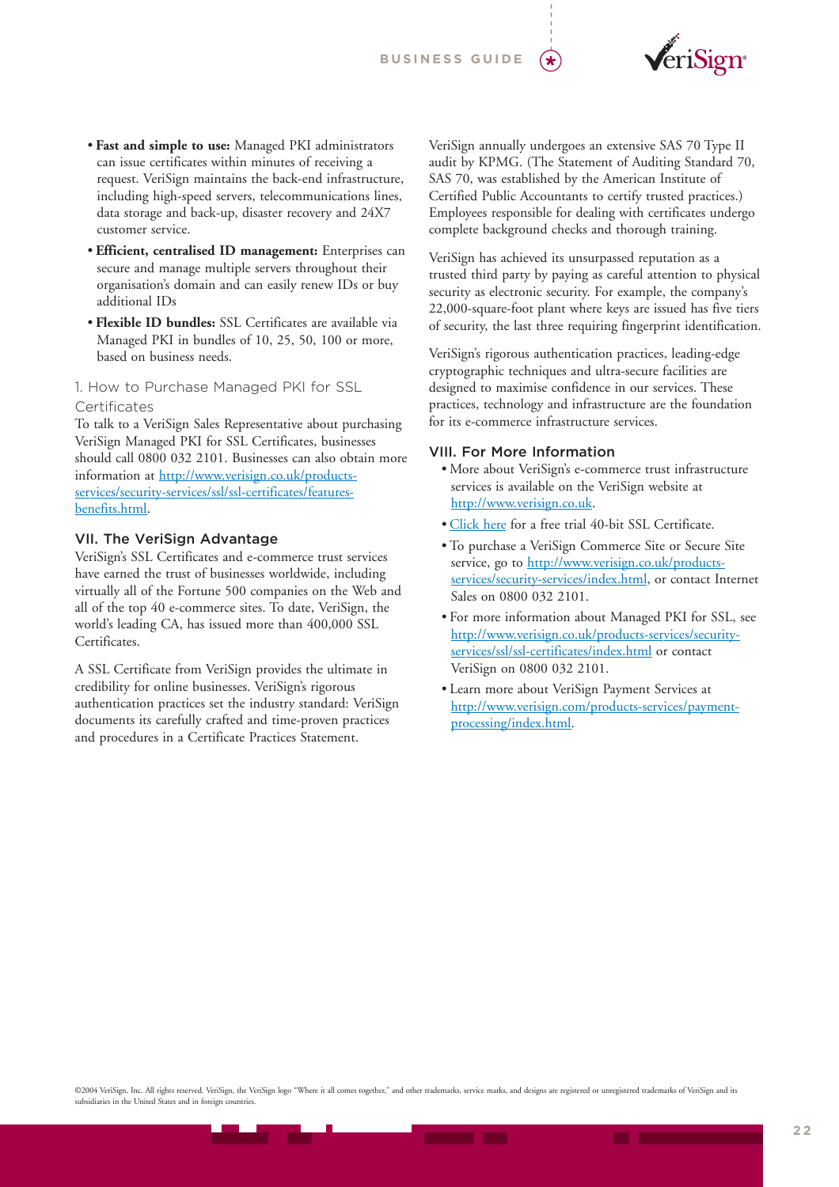- **Fast and simple to use:** Managed PKI administrators can issue certificates within minutes of receiving a request. VeriSign maintains the back-end infrastructure, including high-speed servers, telecommunications lines, data storage and back-up, disaster recovery and 24X7 customer service.
- **Efficient, centralised ID management:** Enterprises can secure and manage multiple servers throughout their organisation's domain and can easily renew IDs or buy additional IDs
- **Flexible ID bundles:** SSL Certificates are available via Managed PKI in bundles of 10, 25, 50, 100 or more, based on business needs.

### 1. How to Purchase Managed PKI for SSL Certificates

To talk to a VeriSign Sales Representative about purchasing VeriSign Managed PKI for SSL Certificates, businesses should call 0800 032 2101. Businesses can also obtain more information at http://www.verisign.co.uk/products-services/security-services/ssl/ssl-certificates/features-benefits.html.

## VII. The VeriSign Advantage

VeriSign's SSL Certificates and e-commerce trust services have earned the trust of businesses worldwide, including virtually all of the Fortune 500 companies on the Web and all of the top 40 e-commerce sites. To date, VeriSign, the world's leading CA, has issued more than 400,000 SSL Certificates.

A SSL Certificate from VeriSign provides the ultimate in credibility for online businesses. VeriSign's rigorous authentication practices set the industry standard: VeriSign documents its carefully crafted and time-proven practices and procedures in a Certificate Practices Statement.

VeriSign annually undergoes an extensive SAS 70 Type II audit by KPMG. (The Statement of Auditing Standard 70, SAS 70, was established by the American Institute of Certified Public Accountants to certify trusted practices.) Employees responsible for dealing with certificates undergo complete background checks and thorough training.

VeriSign has achieved its unsurpassed reputation as a trusted third party by paying as careful attention to physical security as electronic security. For example, the company's 22,000-square-foot plant where keys are issued has five tiers of security, the last three requiring fingerprint identification.

VeriSign's rigorous authentication practices, leading-edge cryptographic techniques and ultra-secure facilities are designed to maximise confidence in our services. These practices, technology and infrastructure are the foundation for its e-commerce infrastructure services.

## VIII. For More Information

- More about VeriSign's e-commerce trust infrastructure services is available on the VeriSign website at http://www.verisign.co.uk.
- Click here for a free trial 40-bit SSL Certificate.
- To purchase a VeriSign Commerce Site or Secure Site service, go to http://www.verisign.co.uk/products-services/security-services/index.html, or contact Internet Sales on 0800 032 2101.
- For more information about Managed PKI for SSL, see http://www.verisign.co.uk/products-services/security-services/ssl/ssl-certificates/index.html or contact VeriSign on 0800 032 2101.
- Learn more about VeriSign Payment Services at http://www.verisign.com/products-services/payment-processing/index.html.

©2004 VeriSign, Inc. All rights reserved. VeriSign, the VeriSign logo "Where it all comes together," and other trademarks, service marks, and designs are registered or unregistered trademarks of VeriSign and its subsidiaries in the United States and in foreign countries.